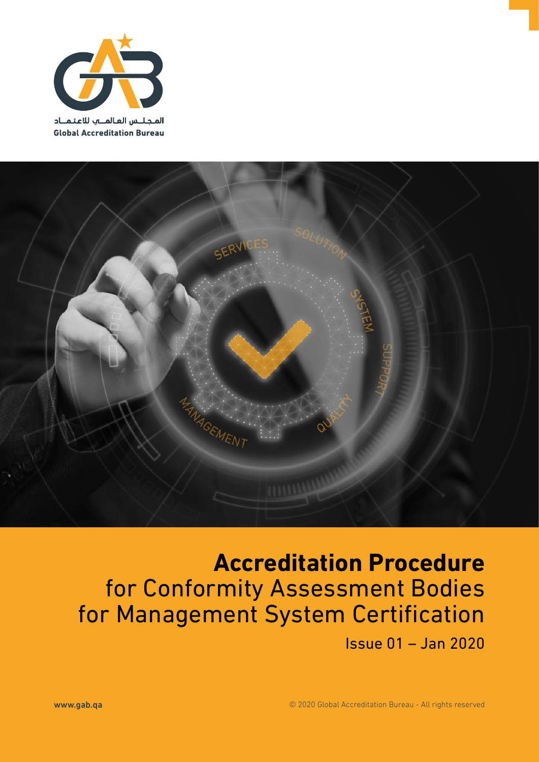المجلس العالمي للاعتماد

Global Accreditation Bureau

# Accreditation Procedure

for Conformity Assessment Bodies for Management System Certification

Issue 01 – Jan 2020

www.gab.qa

© 2020 Global Accreditation Bureau - All rights reserved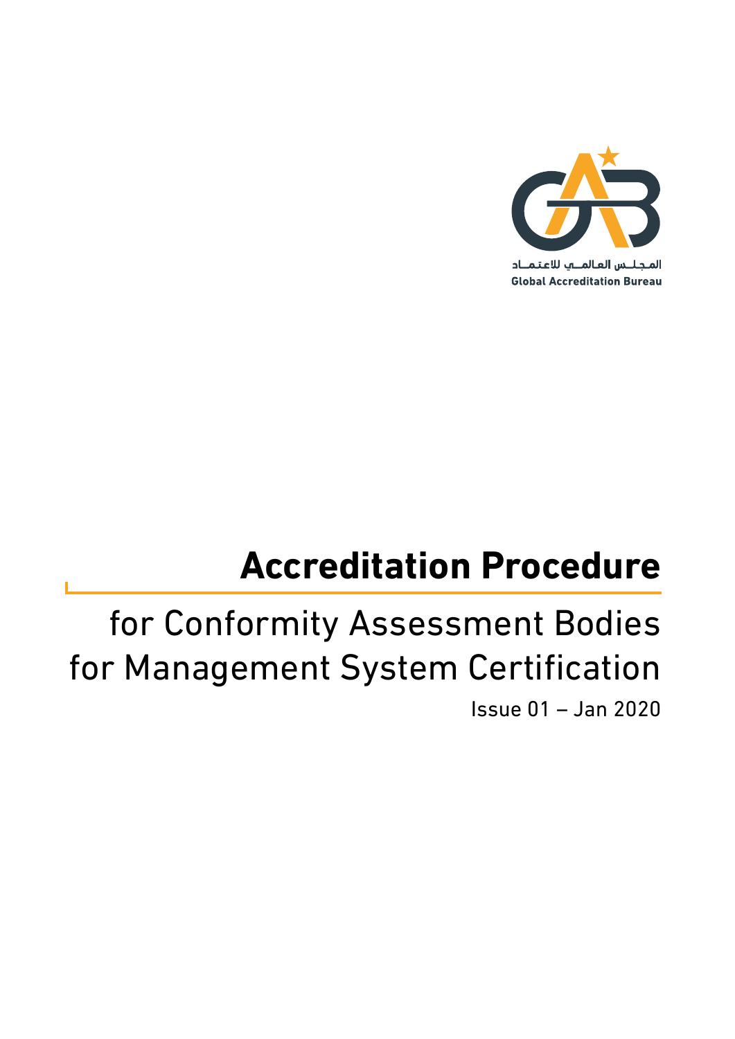المجلس العالمي للاعتماد
Global Accreditation Bureau

# Accreditation Procedure

## for Conformity Assessment Bodies for Management System Certification

Issue 01 – Jan 2020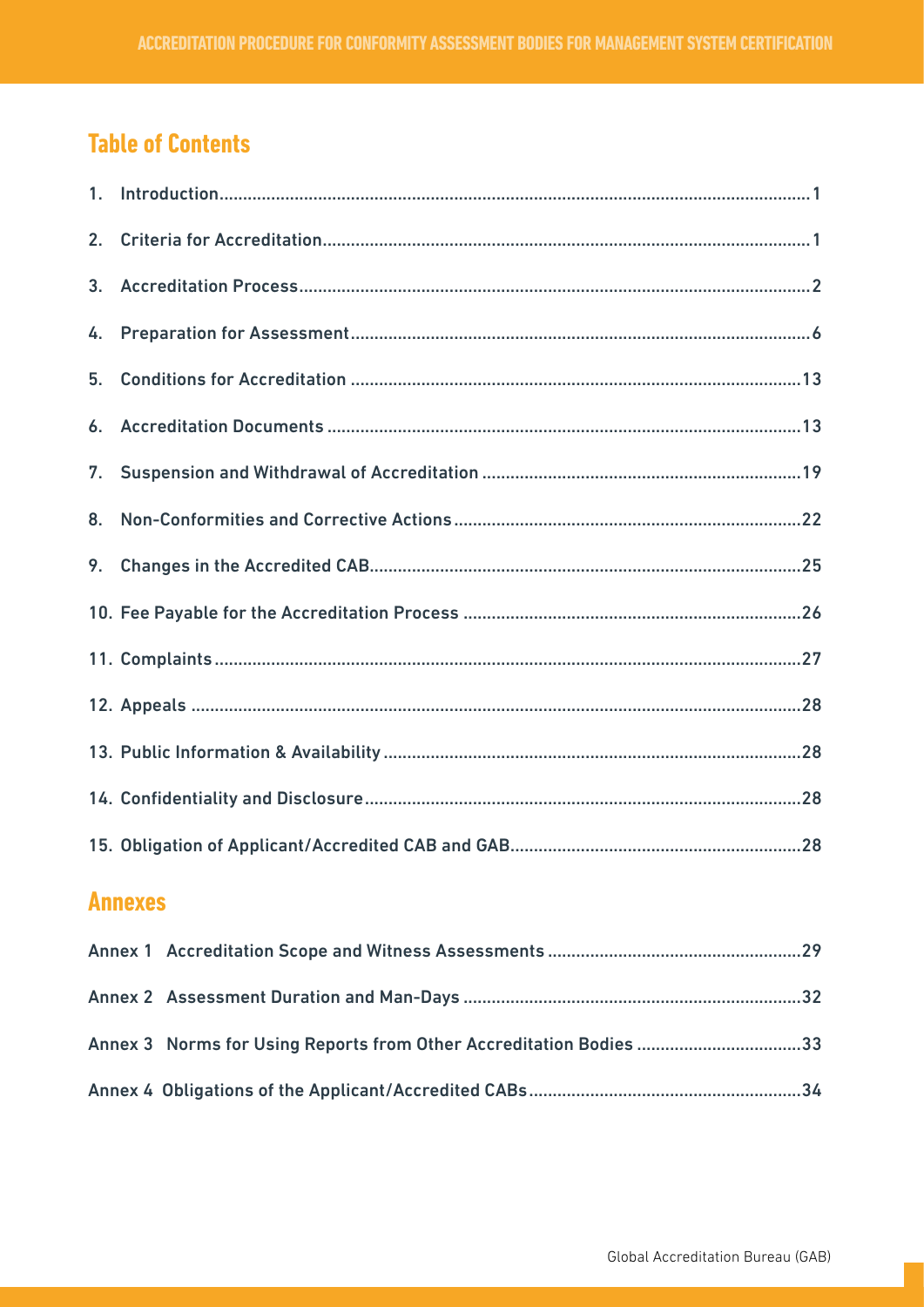## Table of Contents

1. Introduction .......... 1
2. Criteria for Accreditation .......... 1
3. Accreditation Process .......... 2
4. Preparation for Assessment .......... 6
5. Conditions for Accreditation .......... 13
6. Accreditation Documents .......... 13
7. Suspension and Withdrawal of Accreditation .......... 19
8. Non-Conformities and Corrective Actions .......... 22
9. Changes in the Accredited CAB .......... 25
10. Fee Payable for the Accreditation Process .......... 26
11. Complaints .......... 27
12. Appeals .......... 28
13. Public Information & Availability .......... 28
14. Confidentiality and Disclosure .......... 28
15. Obligation of Applicant/Accredited CAB and GAB .......... 28

## Annexes

Annex 1 Accreditation Scope and Witness Assessments .......... 29

Annex 2 Assessment Duration and Man-Days .......... 32

Annex 3 Norms for Using Reports from Other Accreditation Bodies .......... 33

Annex 4 Obligations of the Applicant/Accredited CABs .......... 34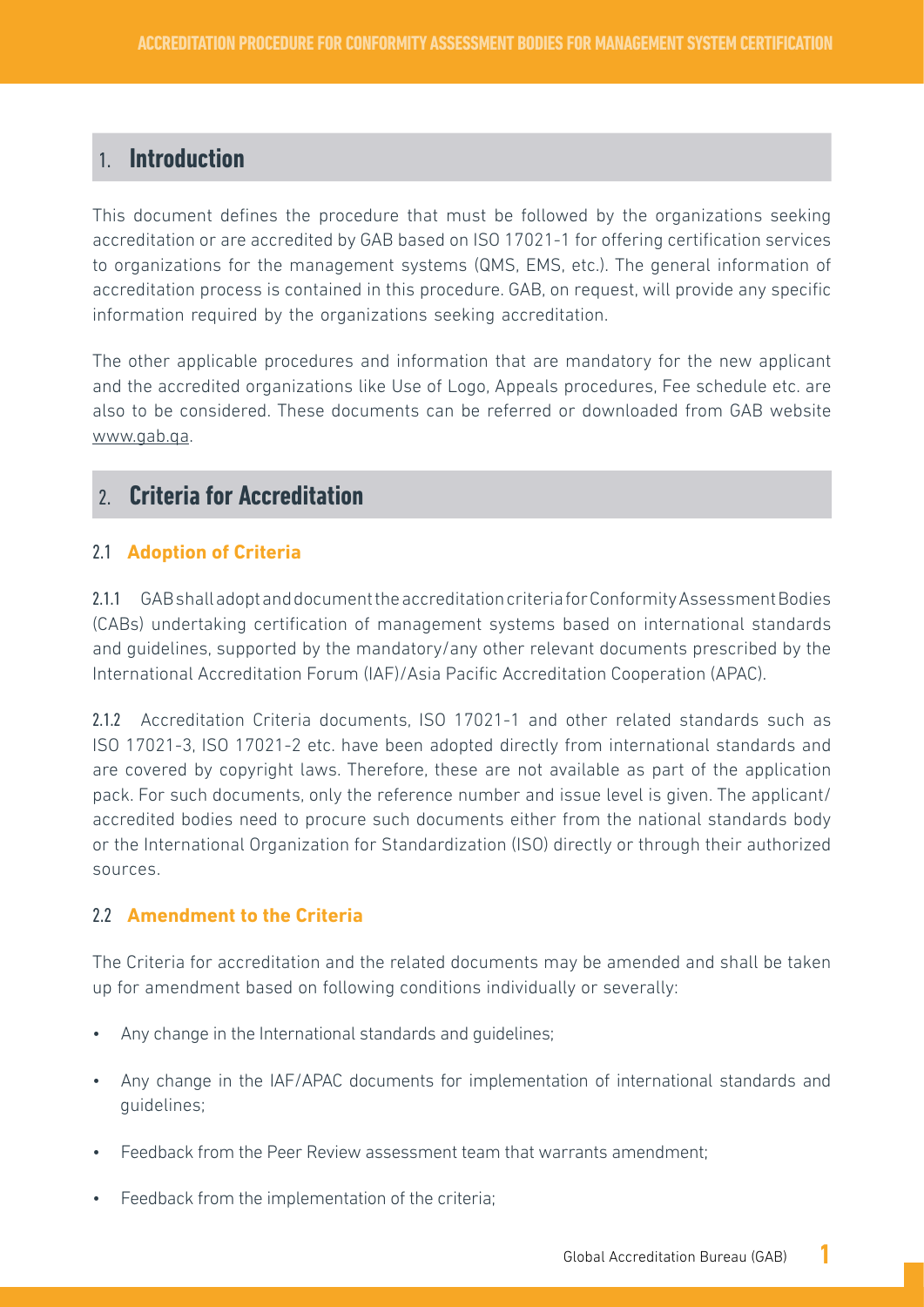## 1. Introduction

This document defines the procedure that must be followed by the organizations seeking accreditation or are accredited by GAB based on ISO 17021-1 for offering certification services to organizations for the management systems (QMS, EMS, etc.). The general information of accreditation process is contained in this procedure. GAB, on request, will provide any specific information required by the organizations seeking accreditation.

The other applicable procedures and information that are mandatory for the new applicant and the accredited organizations like Use of Logo, Appeals procedures, Fee schedule etc. are also to be considered. These documents can be referred or downloaded from GAB website www.gab.qa.

## 2. Criteria for Accreditation

### 2.1 Adoption of Criteria

**2.1.1** GAB shall adopt and document the accreditation criteria for Conformity Assessment Bodies (CABs) undertaking certification of management systems based on international standards and guidelines, supported by the mandatory/any other relevant documents prescribed by the International Accreditation Forum (IAF)/Asia Pacific Accreditation Cooperation (APAC).

**2.1.2** Accreditation Criteria documents, ISO 17021-1 and other related standards such as ISO 17021-3, ISO 17021-2 etc. have been adopted directly from international standards and are covered by copyright laws. Therefore, these are not available as part of the application pack. For such documents, only the reference number and issue level is given. The applicant/ accredited bodies need to procure such documents either from the national standards body or the International Organization for Standardization (ISO) directly or through their authorized sources.

### 2.2 Amendment to the Criteria

The Criteria for accreditation and the related documents may be amended and shall be taken up for amendment based on following conditions individually or severally:

- Any change in the International standards and guidelines;
- Any change in the IAF/APAC documents for implementation of international standards and guidelines;
- Feedback from the Peer Review assessment team that warrants amendment;
- Feedback from the implementation of the criteria;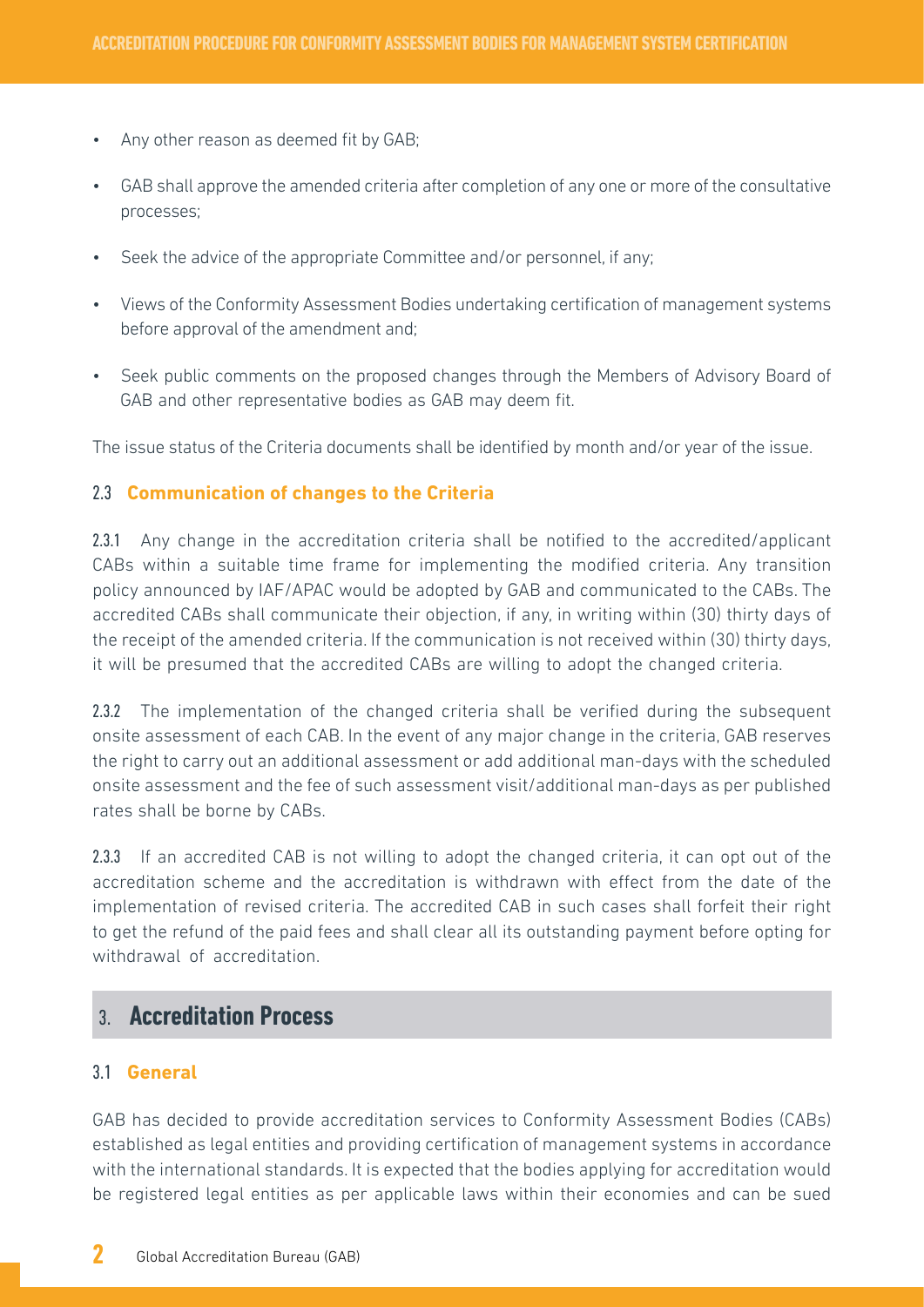- Any other reason as deemed fit by GAB;
- GAB shall approve the amended criteria after completion of any one or more of the consultative processes;
- Seek the advice of the appropriate Committee and/or personnel, if any;
- Views of the Conformity Assessment Bodies undertaking certification of management systems before approval of the amendment and;
- Seek public comments on the proposed changes through the Members of Advisory Board of GAB and other representative bodies as GAB may deem fit.

The issue status of the Criteria documents shall be identified by month and/or year of the issue.

### 2.3 Communication of changes to the Criteria

**2.3.1** Any change in the accreditation criteria shall be notified to the accredited/applicant CABs within a suitable time frame for implementing the modified criteria. Any transition policy announced by IAF/APAC would be adopted by GAB and communicated to the CABs. The accredited CABs shall communicate their objection, if any, in writing within (30) thirty days of the receipt of the amended criteria. If the communication is not received within (30) thirty days, it will be presumed that the accredited CABs are willing to adopt the changed criteria.

**2.3.2** The implementation of the changed criteria shall be verified during the subsequent onsite assessment of each CAB. In the event of any major change in the criteria, GAB reserves the right to carry out an additional assessment or add additional man-days with the scheduled onsite assessment and the fee of such assessment visit/additional man-days as per published rates shall be borne by CABs.

**2.3.3** If an accredited CAB is not willing to adopt the changed criteria, it can opt out of the accreditation scheme and the accreditation is withdrawn with effect from the date of the implementation of revised criteria. The accredited CAB in such cases shall forfeit their right to get the refund of the paid fees and shall clear all its outstanding payment before opting for withdrawal of accreditation.

## 3. Accreditation Process

### 3.1 General

GAB has decided to provide accreditation services to Conformity Assessment Bodies (CABs) established as legal entities and providing certification of management systems in accordance with the international standards. It is expected that the bodies applying for accreditation would be registered legal entities as per applicable laws within their economies and can be sued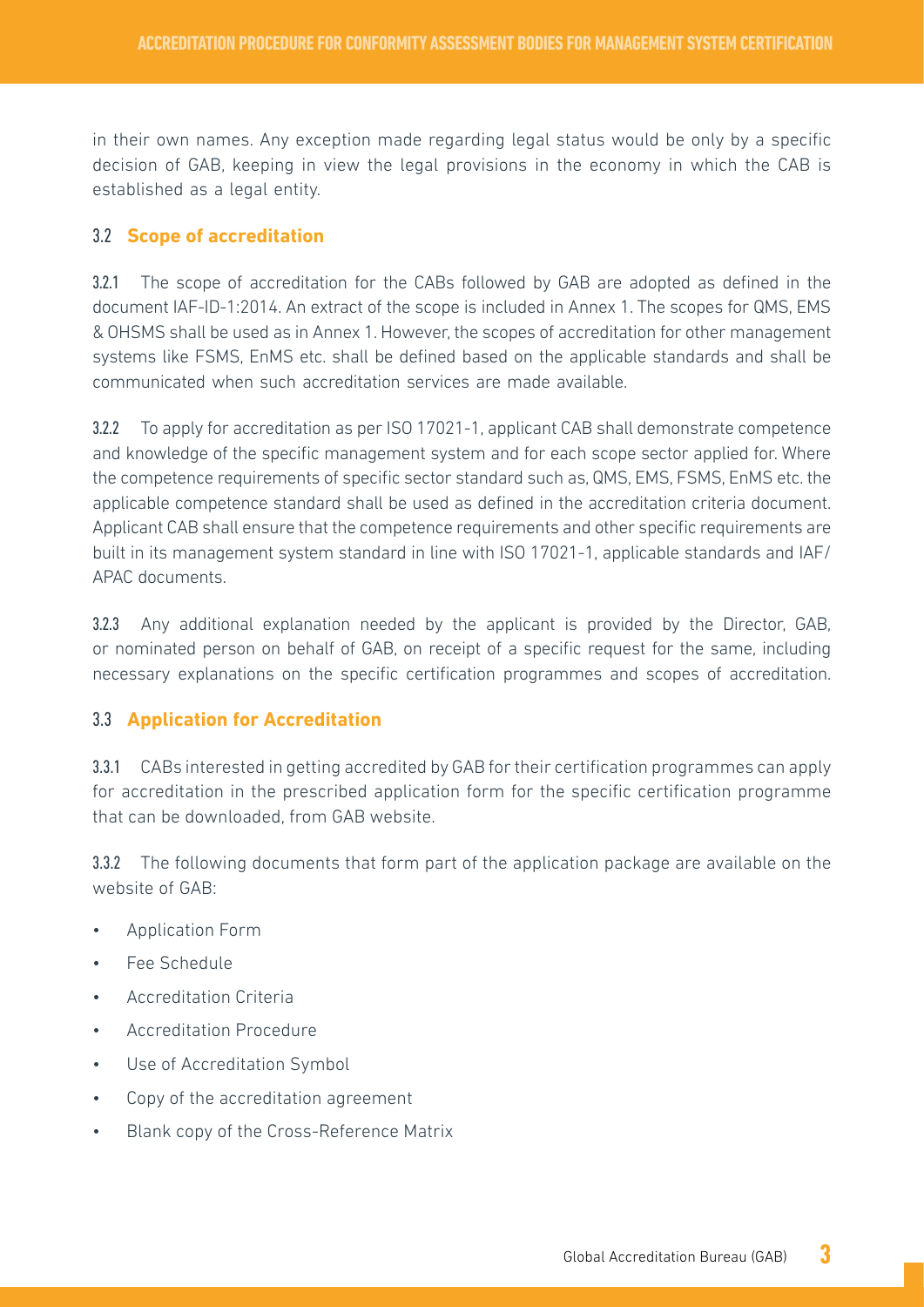in their own names. Any exception made regarding legal status would be only by a specific decision of GAB, keeping in view the legal provisions in the economy in which the CAB is established as a legal entity.

### 3.2 Scope of accreditation

3.2.1 The scope of accreditation for the CABs followed by GAB are adopted as defined in the document IAF-ID-1:2014. An extract of the scope is included in Annex 1. The scopes for QMS, EMS & OHSMS shall be used as in Annex 1. However, the scopes of accreditation for other management systems like FSMS, EnMS etc. shall be defined based on the applicable standards and shall be communicated when such accreditation services are made available.

3.2.2 To apply for accreditation as per ISO 17021-1, applicant CAB shall demonstrate competence and knowledge of the specific management system and for each scope sector applied for. Where the competence requirements of specific sector standard such as, QMS, EMS, FSMS, EnMS etc. the applicable competence standard shall be used as defined in the accreditation criteria document. Applicant CAB shall ensure that the competence requirements and other specific requirements are built in its management system standard in line with ISO 17021-1, applicable standards and IAF/ APAC documents.

3.2.3 Any additional explanation needed by the applicant is provided by the Director, GAB, or nominated person on behalf of GAB, on receipt of a specific request for the same, including necessary explanations on the specific certification programmes and scopes of accreditation.

### 3.3 Application for Accreditation

3.3.1 CABs interested in getting accredited by GAB for their certification programmes can apply for accreditation in the prescribed application form for the specific certification programme that can be downloaded, from GAB website.

3.3.2 The following documents that form part of the application package are available on the website of GAB:

- Application Form
- Fee Schedule
- Accreditation Criteria
- Accreditation Procedure
- Use of Accreditation Symbol
- Copy of the accreditation agreement
- Blank copy of the Cross-Reference Matrix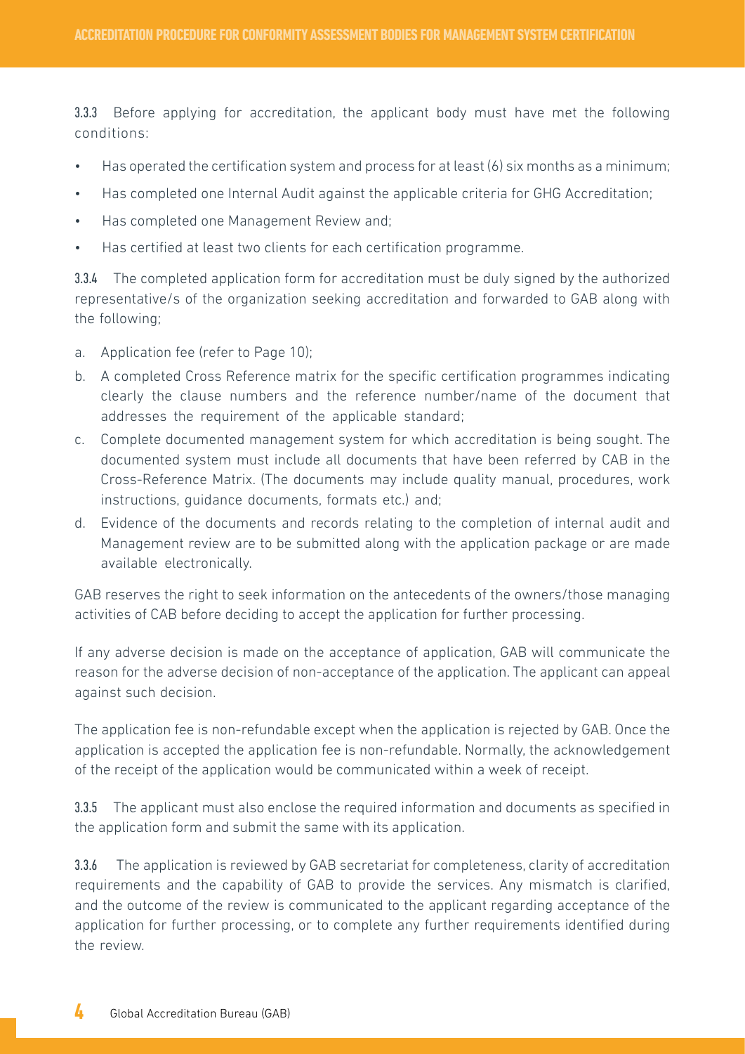3.3.3 Before applying for accreditation, the applicant body must have met the following conditions:

- Has operated the certification system and process for at least (6) six months as a minimum;
- Has completed one Internal Audit against the applicable criteria for GHG Accreditation;
- Has completed one Management Review and;
- Has certified at least two clients for each certification programme.

3.3.4 The completed application form for accreditation must be duly signed by the authorized representative/s of the organization seeking accreditation and forwarded to GAB along with the following;

a. Application fee (refer to Page 10);
b. A completed Cross Reference matrix for the specific certification programmes indicating clearly the clause numbers and the reference number/name of the document that addresses the requirement of the applicable standard;
c. Complete documented management system for which accreditation is being sought. The documented system must include all documents that have been referred by CAB in the Cross-Reference Matrix. (The documents may include quality manual, procedures, work instructions, guidance documents, formats etc.) and;
d. Evidence of the documents and records relating to the completion of internal audit and Management review are to be submitted along with the application package or are made available electronically.

GAB reserves the right to seek information on the antecedents of the owners/those managing activities of CAB before deciding to accept the application for further processing.

If any adverse decision is made on the acceptance of application, GAB will communicate the reason for the adverse decision of non-acceptance of the application. The applicant can appeal against such decision.

The application fee is non-refundable except when the application is rejected by GAB. Once the application is accepted the application fee is non-refundable. Normally, the acknowledgement of the receipt of the application would be communicated within a week of receipt.

3.3.5 The applicant must also enclose the required information and documents as specified in the application form and submit the same with its application.

3.3.6 The application is reviewed by GAB secretariat for completeness, clarity of accreditation requirements and the capability of GAB to provide the services. Any mismatch is clarified, and the outcome of the review is communicated to the applicant regarding acceptance of the application for further processing, or to complete any further requirements identified during the review.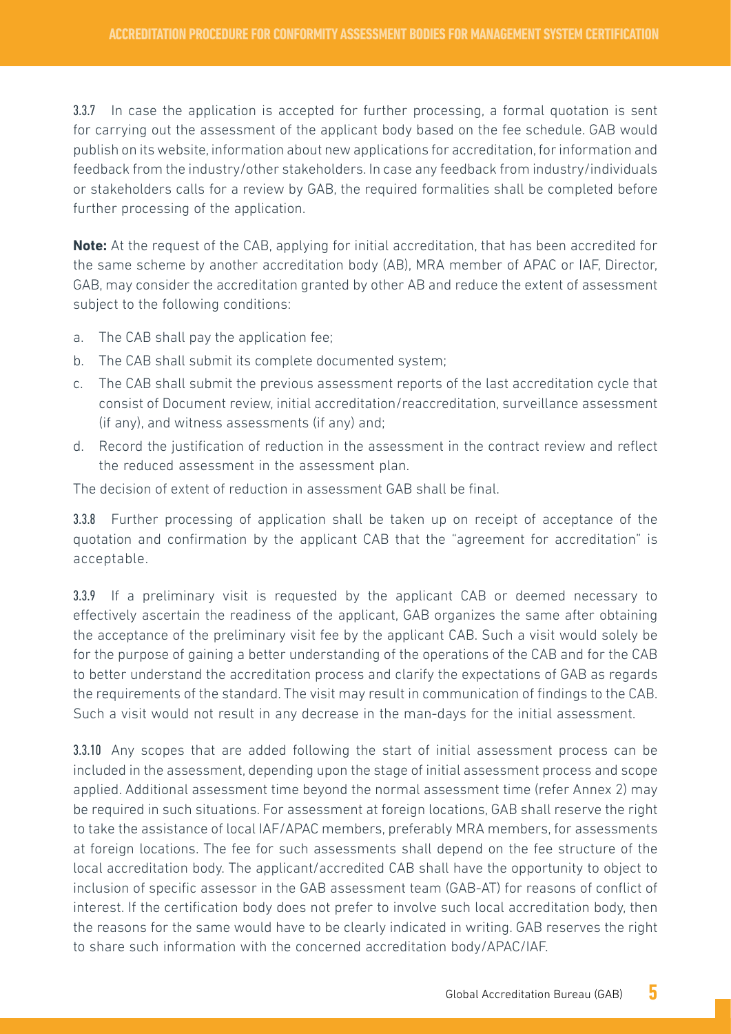3.3.7 In case the application is accepted for further processing, a formal quotation is sent for carrying out the assessment of the applicant body based on the fee schedule. GAB would publish on its website, information about new applications for accreditation, for information and feedback from the industry/other stakeholders. In case any feedback from industry/individuals or stakeholders calls for a review by GAB, the required formalities shall be completed before further processing of the application.

**Note:** At the request of the CAB, applying for initial accreditation, that has been accredited for the same scheme by another accreditation body (AB), MRA member of APAC or IAF, Director, GAB, may consider the accreditation granted by other AB and reduce the extent of assessment subject to the following conditions:

a. The CAB shall pay the application fee;
b. The CAB shall submit its complete documented system;
c. The CAB shall submit the previous assessment reports of the last accreditation cycle that consist of Document review, initial accreditation/reaccreditation, surveillance assessment (if any), and witness assessments (if any) and;
d. Record the justification of reduction in the assessment in the contract review and reflect the reduced assessment in the assessment plan.

The decision of extent of reduction in assessment GAB shall be final.

3.3.8 Further processing of application shall be taken up on receipt of acceptance of the quotation and confirmation by the applicant CAB that the "agreement for accreditation" is acceptable.

3.3.9 If a preliminary visit is requested by the applicant CAB or deemed necessary to effectively ascertain the readiness of the applicant, GAB organizes the same after obtaining the acceptance of the preliminary visit fee by the applicant CAB. Such a visit would solely be for the purpose of gaining a better understanding of the operations of the CAB and for the CAB to better understand the accreditation process and clarify the expectations of GAB as regards the requirements of the standard. The visit may result in communication of findings to the CAB. Such a visit would not result in any decrease in the man-days for the initial assessment.

3.3.10 Any scopes that are added following the start of initial assessment process can be included in the assessment, depending upon the stage of initial assessment process and scope applied. Additional assessment time beyond the normal assessment time (refer Annex 2) may be required in such situations. For assessment at foreign locations, GAB shall reserve the right to take the assistance of local IAF/APAC members, preferably MRA members, for assessments at foreign locations. The fee for such assessments shall depend on the fee structure of the local accreditation body. The applicant/accredited CAB shall have the opportunity to object to inclusion of specific assessor in the GAB assessment team (GAB-AT) for reasons of conflict of interest. If the certification body does not prefer to involve such local accreditation body, then the reasons for the same would have to be clearly indicated in writing. GAB reserves the right to share such information with the concerned accreditation body/APAC/IAF.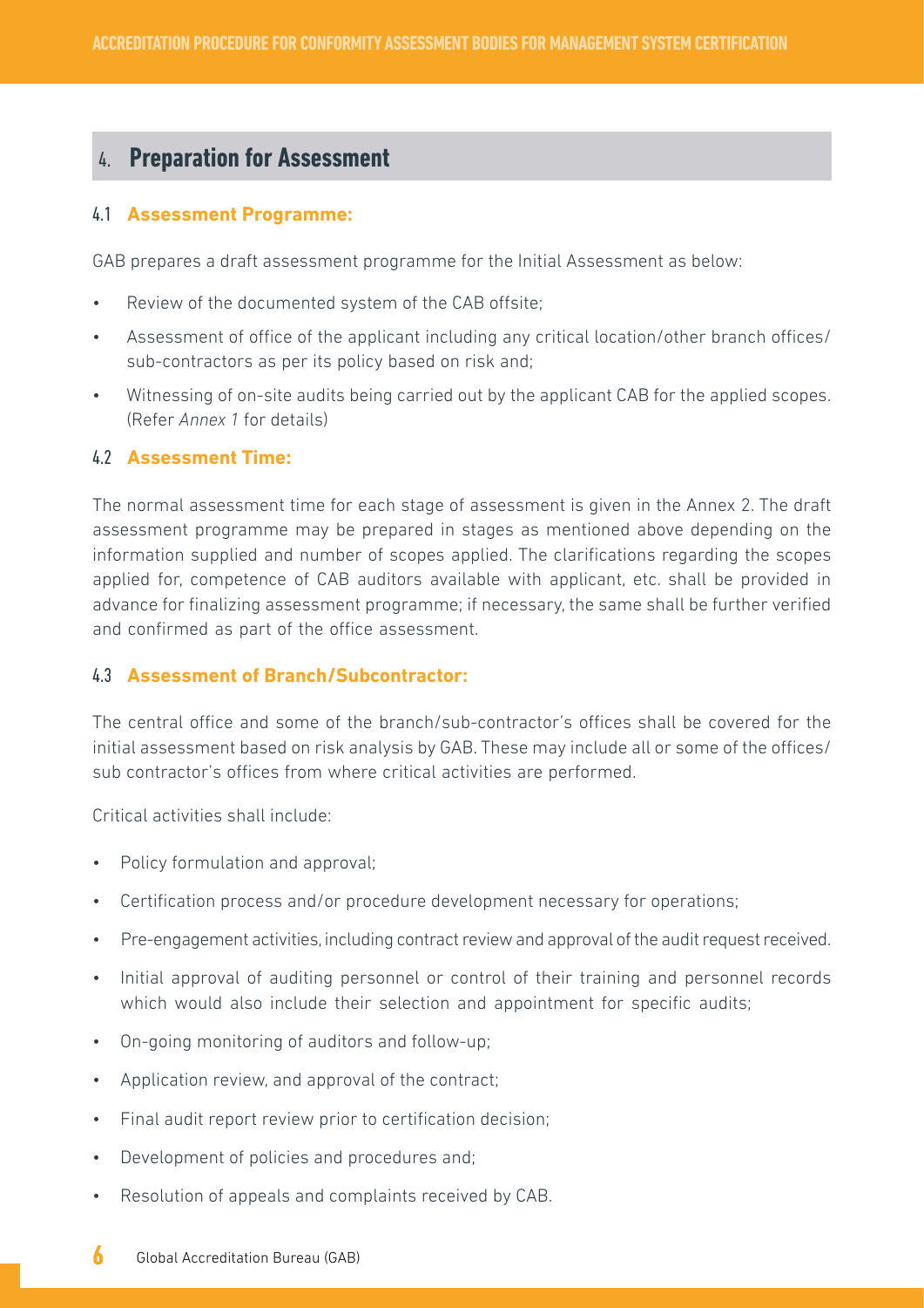## 4. Preparation for Assessment

### 4.1 Assessment Programme:

GAB prepares a draft assessment programme for the Initial Assessment as below:

- Review of the documented system of the CAB offsite;
- Assessment of office of the applicant including any critical location/other branch offices/ sub-contractors as per its policy based on risk and;
- Witnessing of on-site audits being carried out by the applicant CAB for the applied scopes. (Refer *Annex 1* for details)

### 4.2 Assessment Time:

The normal assessment time for each stage of assessment is given in the Annex 2. The draft assessment programme may be prepared in stages as mentioned above depending on the information supplied and number of scopes applied. The clarifications regarding the scopes applied for, competence of CAB auditors available with applicant, etc. shall be provided in advance for finalizing assessment programme; if necessary, the same shall be further verified and confirmed as part of the office assessment.

### 4.3 Assessment of Branch/Subcontractor:

The central office and some of the branch/sub-contractor's offices shall be covered for the initial assessment based on risk analysis by GAB. These may include all or some of the offices/ sub contractor's offices from where critical activities are performed.

Critical activities shall include:

- Policy formulation and approval;
- Certification process and/or procedure development necessary for operations;
- Pre-engagement activities, including contract review and approval of the audit request received.
- Initial approval of auditing personnel or control of their training and personnel records which would also include their selection and appointment for specific audits;
- On-going monitoring of auditors and follow-up;
- Application review, and approval of the contract;
- Final audit report review prior to certification decision;
- Development of policies and procedures and;
- Resolution of appeals and complaints received by CAB.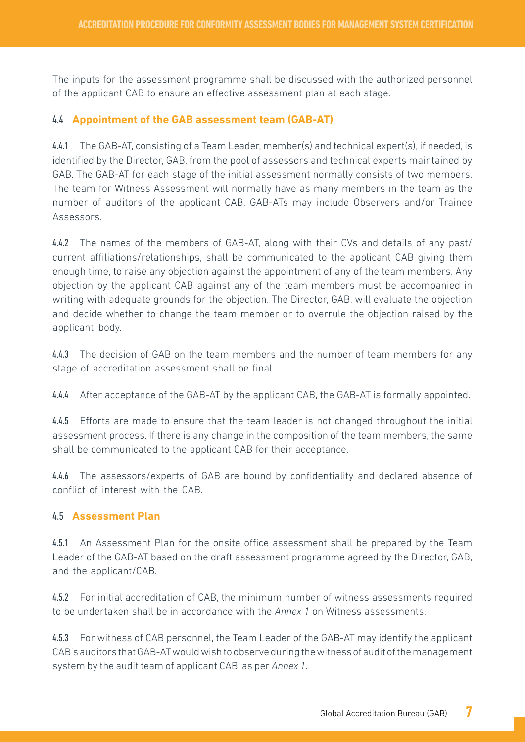The inputs for the assessment programme shall be discussed with the authorized personnel of the applicant CAB to ensure an effective assessment plan at each stage.

### 4.4 Appointment of the GAB assessment team (GAB-AT)

4.4.1 The GAB-AT, consisting of a Team Leader, member(s) and technical expert(s), if needed, is identified by the Director, GAB, from the pool of assessors and technical experts maintained by GAB. The GAB-AT for each stage of the initial assessment normally consists of two members. The team for Witness Assessment will normally have as many members in the team as the number of auditors of the applicant CAB. GAB-ATs may include Observers and/or Trainee Assessors.

4.4.2 The names of the members of GAB-AT, along with their CVs and details of any past/ current affiliations/relationships, shall be communicated to the applicant CAB giving them enough time, to raise any objection against the appointment of any of the team members. Any objection by the applicant CAB against any of the team members must be accompanied in writing with adequate grounds for the objection. The Director, GAB, will evaluate the objection and decide whether to change the team member or to overrule the objection raised by the applicant body.

4.4.3 The decision of GAB on the team members and the number of team members for any stage of accreditation assessment shall be final.

4.4.4 After acceptance of the GAB-AT by the applicant CAB, the GAB-AT is formally appointed.

4.4.5 Efforts are made to ensure that the team leader is not changed throughout the initial assessment process. If there is any change in the composition of the team members, the same shall be communicated to the applicant CAB for their acceptance.

4.4.6 The assessors/experts of GAB are bound by confidentiality and declared absence of conflict of interest with the CAB.

### 4.5 Assessment Plan

4.5.1 An Assessment Plan for the onsite office assessment shall be prepared by the Team Leader of the GAB-AT based on the draft assessment programme agreed by the Director, GAB, and the applicant/CAB.

4.5.2 For initial accreditation of CAB, the minimum number of witness assessments required to be undertaken shall be in accordance with the *Annex 1* on Witness assessments.

4.5.3 For witness of CAB personnel, the Team Leader of the GAB-AT may identify the applicant CAB's auditors that GAB-AT would wish to observe during the witness of audit of the management system by the audit team of applicant CAB, as per *Annex 1*.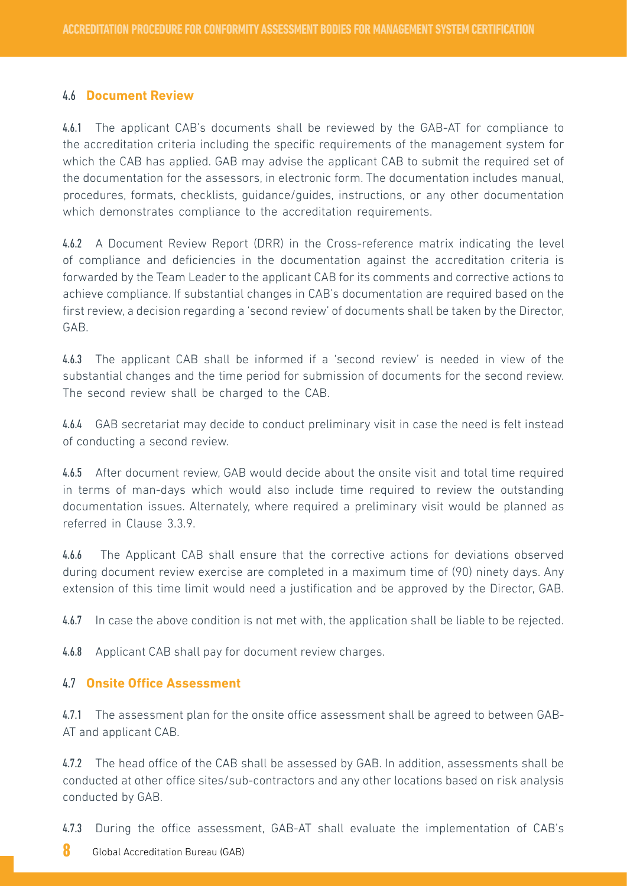## 4.6 Document Review

4.6.1 The applicant CAB's documents shall be reviewed by the GAB-AT for compliance to the accreditation criteria including the specific requirements of the management system for which the CAB has applied. GAB may advise the applicant CAB to submit the required set of the documentation for the assessors, in electronic form. The documentation includes manual, procedures, formats, checklists, guidance/guides, instructions, or any other documentation which demonstrates compliance to the accreditation requirements.

4.6.2 A Document Review Report (DRR) in the Cross-reference matrix indicating the level of compliance and deficiencies in the documentation against the accreditation criteria is forwarded by the Team Leader to the applicant CAB for its comments and corrective actions to achieve compliance. If substantial changes in CAB's documentation are required based on the first review, a decision regarding a 'second review' of documents shall be taken by the Director, GAB.

4.6.3 The applicant CAB shall be informed if a 'second review' is needed in view of the substantial changes and the time period for submission of documents for the second review. The second review shall be charged to the CAB.

4.6.4 GAB secretariat may decide to conduct preliminary visit in case the need is felt instead of conducting a second review.

4.6.5 After document review, GAB would decide about the onsite visit and total time required in terms of man-days which would also include time required to review the outstanding documentation issues. Alternately, where required a preliminary visit would be planned as referred in Clause 3.3.9.

4.6.6 The Applicant CAB shall ensure that the corrective actions for deviations observed during document review exercise are completed in a maximum time of (90) ninety days. Any extension of this time limit would need a justification and be approved by the Director, GAB.

4.6.7 In case the above condition is not met with, the application shall be liable to be rejected.

4.6.8 Applicant CAB shall pay for document review charges.

## 4.7 Onsite Office Assessment

4.7.1 The assessment plan for the onsite office assessment shall be agreed to between GAB-AT and applicant CAB.

4.7.2 The head office of the CAB shall be assessed by GAB. In addition, assessments shall be conducted at other office sites/sub-contractors and any other locations based on risk analysis conducted by GAB.

4.7.3 During the office assessment, GAB-AT shall evaluate the implementation of CAB's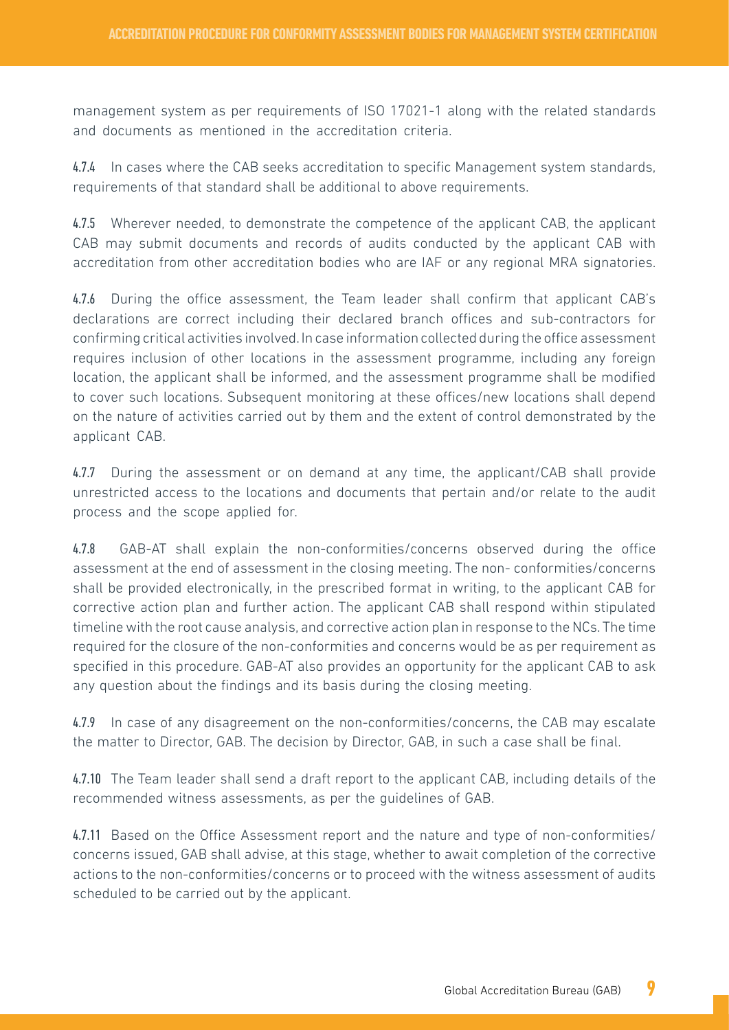management system as per requirements of ISO 17021-1 along with the related standards and documents as mentioned in the accreditation criteria.

**4.7.4** In cases where the CAB seeks accreditation to specific Management system standards, requirements of that standard shall be additional to above requirements.

**4.7.5** Wherever needed, to demonstrate the competence of the applicant CAB, the applicant CAB may submit documents and records of audits conducted by the applicant CAB with accreditation from other accreditation bodies who are IAF or any regional MRA signatories.

**4.7.6** During the office assessment, the Team leader shall confirm that applicant CAB's declarations are correct including their declared branch offices and sub-contractors for confirming critical activities involved. In case information collected during the office assessment requires inclusion of other locations in the assessment programme, including any foreign location, the applicant shall be informed, and the assessment programme shall be modified to cover such locations. Subsequent monitoring at these offices/new locations shall depend on the nature of activities carried out by them and the extent of control demonstrated by the applicant CAB.

**4.7.7** During the assessment or on demand at any time, the applicant/CAB shall provide unrestricted access to the locations and documents that pertain and/or relate to the audit process and the scope applied for.

**4.7.8** GAB-AT shall explain the non-conformities/concerns observed during the office assessment at the end of assessment in the closing meeting. The non- conformities/concerns shall be provided electronically, in the prescribed format in writing, to the applicant CAB for corrective action plan and further action. The applicant CAB shall respond within stipulated timeline with the root cause analysis, and corrective action plan in response to the NCs. The time required for the closure of the non-conformities and concerns would be as per requirement as specified in this procedure. GAB-AT also provides an opportunity for the applicant CAB to ask any question about the findings and its basis during the closing meeting.

**4.7.9** In case of any disagreement on the non-conformities/concerns, the CAB may escalate the matter to Director, GAB. The decision by Director, GAB, in such a case shall be final.

**4.7.10** The Team leader shall send a draft report to the applicant CAB, including details of the recommended witness assessments, as per the guidelines of GAB.

**4.7.11** Based on the Office Assessment report and the nature and type of non-conformities/concerns issued, GAB shall advise, at this stage, whether to await completion of the corrective actions to the non-conformities/concerns or to proceed with the witness assessment of audits scheduled to be carried out by the applicant.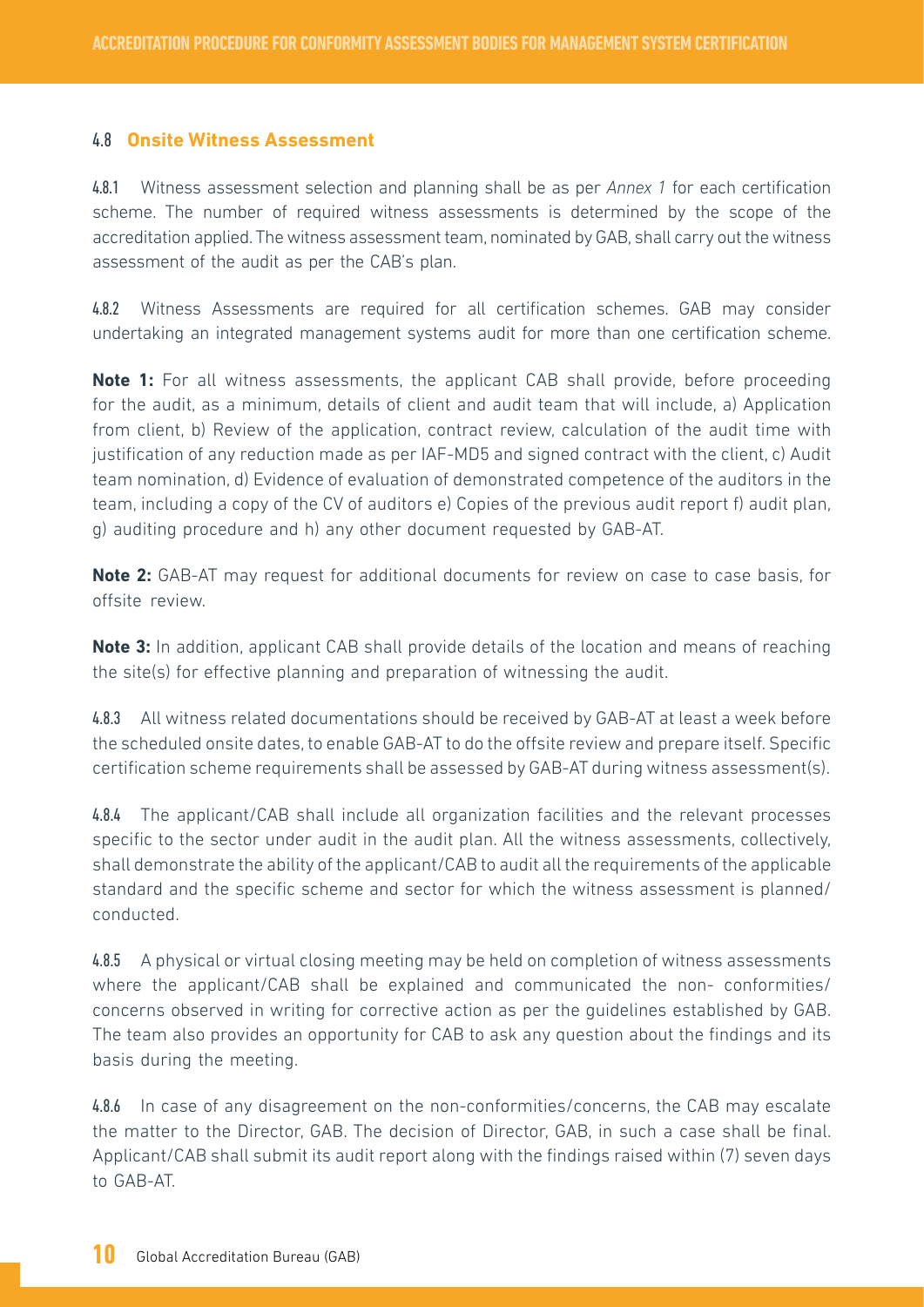### 4.8 **Onsite Witness Assessment**

4.8.1 Witness assessment selection and planning shall be as per *Annex 1* for each certification scheme. The number of required witness assessments is determined by the scope of the accreditation applied. The witness assessment team, nominated by GAB, shall carry out the witness assessment of the audit as per the CAB's plan.

4.8.2 Witness Assessments are required for all certification schemes. GAB may consider undertaking an integrated management systems audit for more than one certification scheme.

**Note 1:** For all witness assessments, the applicant CAB shall provide, before proceeding for the audit, as a minimum, details of client and audit team that will include, a) Application from client, b) Review of the application, contract review, calculation of the audit time with justification of any reduction made as per IAF-MD5 and signed contract with the client, c) Audit team nomination, d) Evidence of evaluation of demonstrated competence of the auditors in the team, including a copy of the CV of auditors e) Copies of the previous audit report f) audit plan, g) auditing procedure and h) any other document requested by GAB-AT.

**Note 2:** GAB-AT may request for additional documents for review on case to case basis, for offsite review.

**Note 3:** In addition, applicant CAB shall provide details of the location and means of reaching the site(s) for effective planning and preparation of witnessing the audit.

4.8.3 All witness related documentations should be received by GAB-AT at least a week before the scheduled onsite dates, to enable GAB-AT to do the offsite review and prepare itself. Specific certification scheme requirements shall be assessed by GAB-AT during witness assessment(s).

4.8.4 The applicant/CAB shall include all organization facilities and the relevant processes specific to the sector under audit in the audit plan. All the witness assessments, collectively, shall demonstrate the ability of the applicant/CAB to audit all the requirements of the applicable standard and the specific scheme and sector for which the witness assessment is planned/conducted.

4.8.5 A physical or virtual closing meeting may be held on completion of witness assessments where the applicant/CAB shall be explained and communicated the non- conformities/concerns observed in writing for corrective action as per the guidelines established by GAB. The team also provides an opportunity for CAB to ask any question about the findings and its basis during the meeting.

4.8.6 In case of any disagreement on the non-conformities/concerns, the CAB may escalate the matter to the Director, GAB. The decision of Director, GAB, in such a case shall be final. Applicant/CAB shall submit its audit report along with the findings raised within (7) seven days to GAB-AT.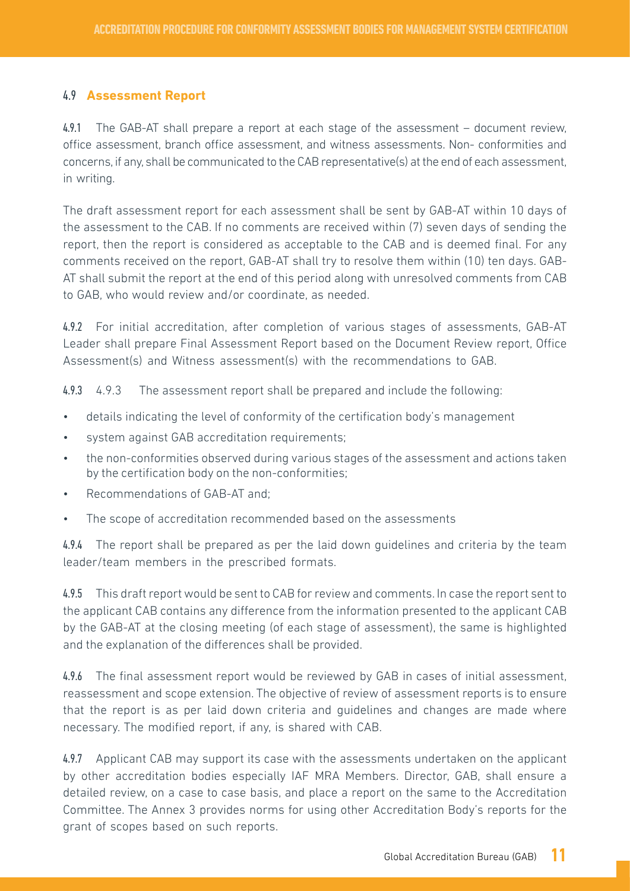### 4.9 **Assessment Report**

4.9.1 The GAB-AT shall prepare a report at each stage of the assessment – document review, office assessment, branch office assessment, and witness assessments. Non- conformities and concerns, if any, shall be communicated to the CAB representative(s) at the end of each assessment, in writing.

The draft assessment report for each assessment shall be sent by GAB-AT within 10 days of the assessment to the CAB. If no comments are received within (7) seven days of sending the report, then the report is considered as acceptable to the CAB and is deemed final. For any comments received on the report, GAB-AT shall try to resolve them within (10) ten days. GAB-AT shall submit the report at the end of this period along with unresolved comments from CAB to GAB, who would review and/or coordinate, as needed.

4.9.2 For initial accreditation, after completion of various stages of assessments, GAB-AT Leader shall prepare Final Assessment Report based on the Document Review report, Office Assessment(s) and Witness assessment(s) with the recommendations to GAB.

4.9.3 4.9.3 The assessment report shall be prepared and include the following:

- details indicating the level of conformity of the certification body's management
- system against GAB accreditation requirements;
- the non-conformities observed during various stages of the assessment and actions taken by the certification body on the non-conformities;
- Recommendations of GAB-AT and;
- The scope of accreditation recommended based on the assessments

4.9.4 The report shall be prepared as per the laid down guidelines and criteria by the team leader/team members in the prescribed formats.

4.9.5 This draft report would be sent to CAB for review and comments. In case the report sent to the applicant CAB contains any difference from the information presented to the applicant CAB by the GAB-AT at the closing meeting (of each stage of assessment), the same is highlighted and the explanation of the differences shall be provided.

4.9.6 The final assessment report would be reviewed by GAB in cases of initial assessment, reassessment and scope extension. The objective of review of assessment reports is to ensure that the report is as per laid down criteria and guidelines and changes are made where necessary. The modified report, if any, is shared with CAB.

4.9.7 Applicant CAB may support its case with the assessments undertaken on the applicant by other accreditation bodies especially IAF MRA Members. Director, GAB, shall ensure a detailed review, on a case to case basis, and place a report on the same to the Accreditation Committee. The Annex 3 provides norms for using other Accreditation Body's reports for the grant of scopes based on such reports.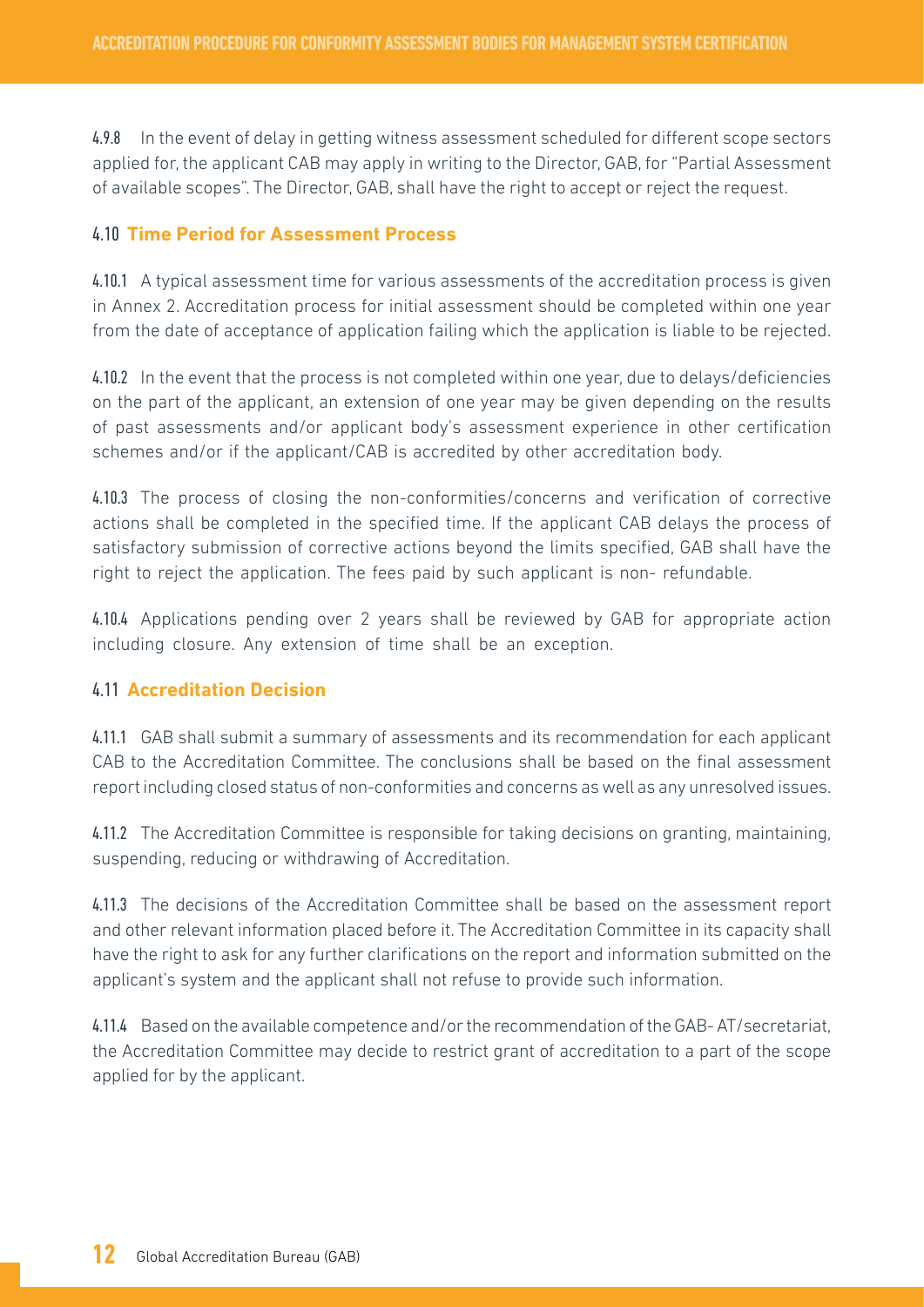4.9.8 In the event of delay in getting witness assessment scheduled for different scope sectors applied for, the applicant CAB may apply in writing to the Director, GAB, for "Partial Assessment of available scopes". The Director, GAB, shall have the right to accept or reject the request.

### 4.10 **Time Period for Assessment Process**

4.10.1 A typical assessment time for various assessments of the accreditation process is given in Annex 2. Accreditation process for initial assessment should be completed within one year from the date of acceptance of application failing which the application is liable to be rejected.

4.10.2 In the event that the process is not completed within one year, due to delays/deficiencies on the part of the applicant, an extension of one year may be given depending on the results of past assessments and/or applicant body's assessment experience in other certification schemes and/or if the applicant/CAB is accredited by other accreditation body.

4.10.3 The process of closing the non-conformities/concerns and verification of corrective actions shall be completed in the specified time. If the applicant CAB delays the process of satisfactory submission of corrective actions beyond the limits specified, GAB shall have the right to reject the application. The fees paid by such applicant is non- refundable.

4.10.4 Applications pending over 2 years shall be reviewed by GAB for appropriate action including closure. Any extension of time shall be an exception.

### 4.11 **Accreditation Decision**

4.11.1 GAB shall submit a summary of assessments and its recommendation for each applicant CAB to the Accreditation Committee. The conclusions shall be based on the final assessment report including closed status of non-conformities and concerns as well as any unresolved issues.

4.11.2 The Accreditation Committee is responsible for taking decisions on granting, maintaining, suspending, reducing or withdrawing of Accreditation.

4.11.3 The decisions of the Accreditation Committee shall be based on the assessment report and other relevant information placed before it. The Accreditation Committee in its capacity shall have the right to ask for any further clarifications on the report and information submitted on the applicant's system and the applicant shall not refuse to provide such information.

4.11.4 Based on the available competence and/or the recommendation of the GAB- AT/secretariat, the Accreditation Committee may decide to restrict grant of accreditation to a part of the scope applied for by the applicant.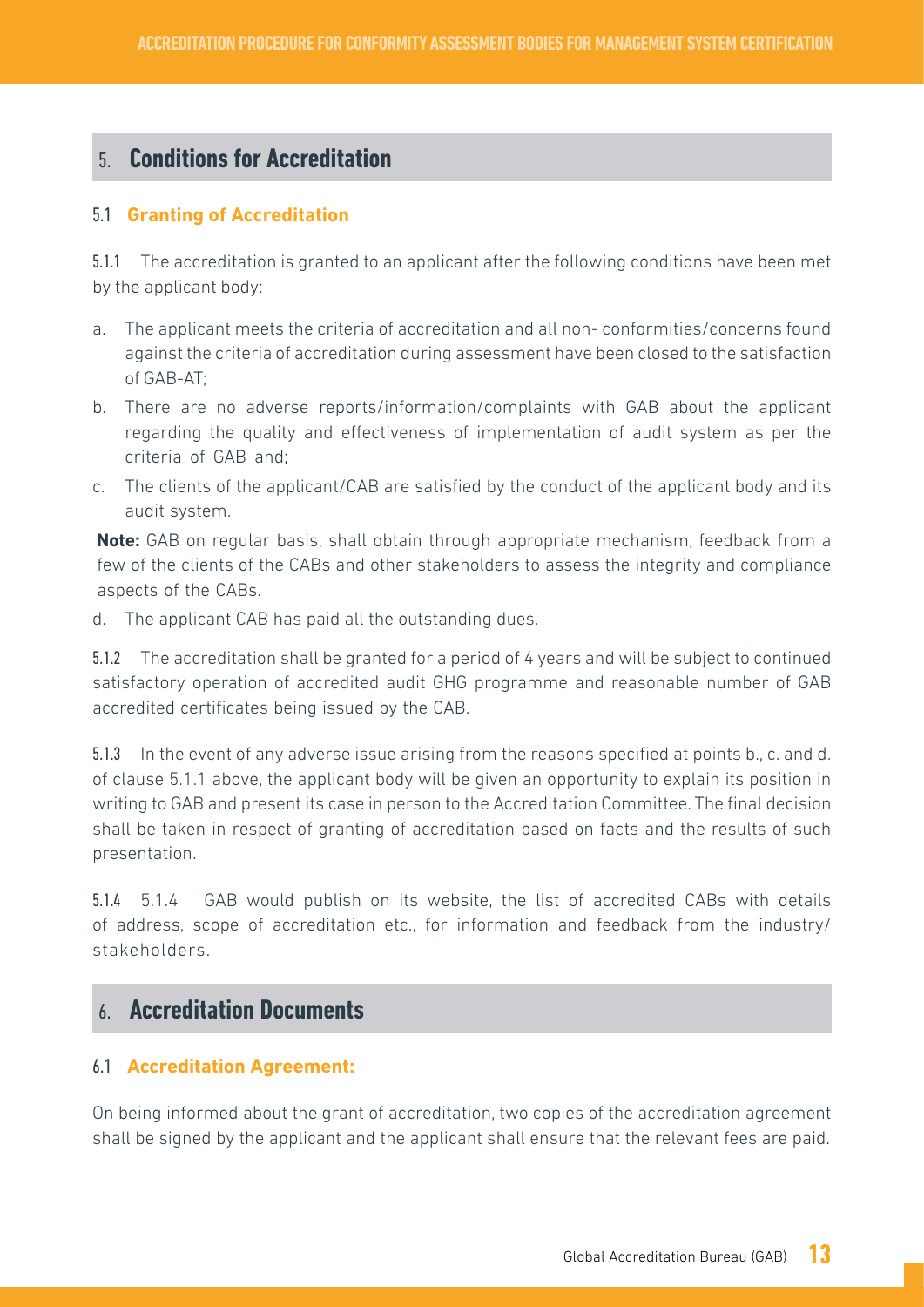## 5. Conditions for Accreditation

### 5.1 Granting of Accreditation

5.1.1 The accreditation is granted to an applicant after the following conditions have been met by the applicant body:

a. The applicant meets the criteria of accreditation and all non- conformities/concerns found against the criteria of accreditation during assessment have been closed to the satisfaction of GAB-AT;

b. There are no adverse reports/information/complaints with GAB about the applicant regarding the quality and effectiveness of implementation of audit system as per the criteria of GAB and;

c. The clients of the applicant/CAB are satisfied by the conduct of the applicant body and its audit system.

**Note:** GAB on regular basis, shall obtain through appropriate mechanism, feedback from a few of the clients of the CABs and other stakeholders to assess the integrity and compliance aspects of the CABs.

d. The applicant CAB has paid all the outstanding dues.

5.1.2 The accreditation shall be granted for a period of 4 years and will be subject to continued satisfactory operation of accredited audit GHG programme and reasonable number of GAB accredited certificates being issued by the CAB.

5.1.3 In the event of any adverse issue arising from the reasons specified at points b., c. and d. of clause 5.1.1 above, the applicant body will be given an opportunity to explain its position in writing to GAB and present its case in person to the Accreditation Committee. The final decision shall be taken in respect of granting of accreditation based on facts and the results of such presentation.

5.1.4 5.1.4 GAB would publish on its website, the list of accredited CABs with details of address, scope of accreditation etc., for information and feedback from the industry/ stakeholders.

## 6. Accreditation Documents

### 6.1 Accreditation Agreement:

On being informed about the grant of accreditation, two copies of the accreditation agreement shall be signed by the applicant and the applicant shall ensure that the relevant fees are paid.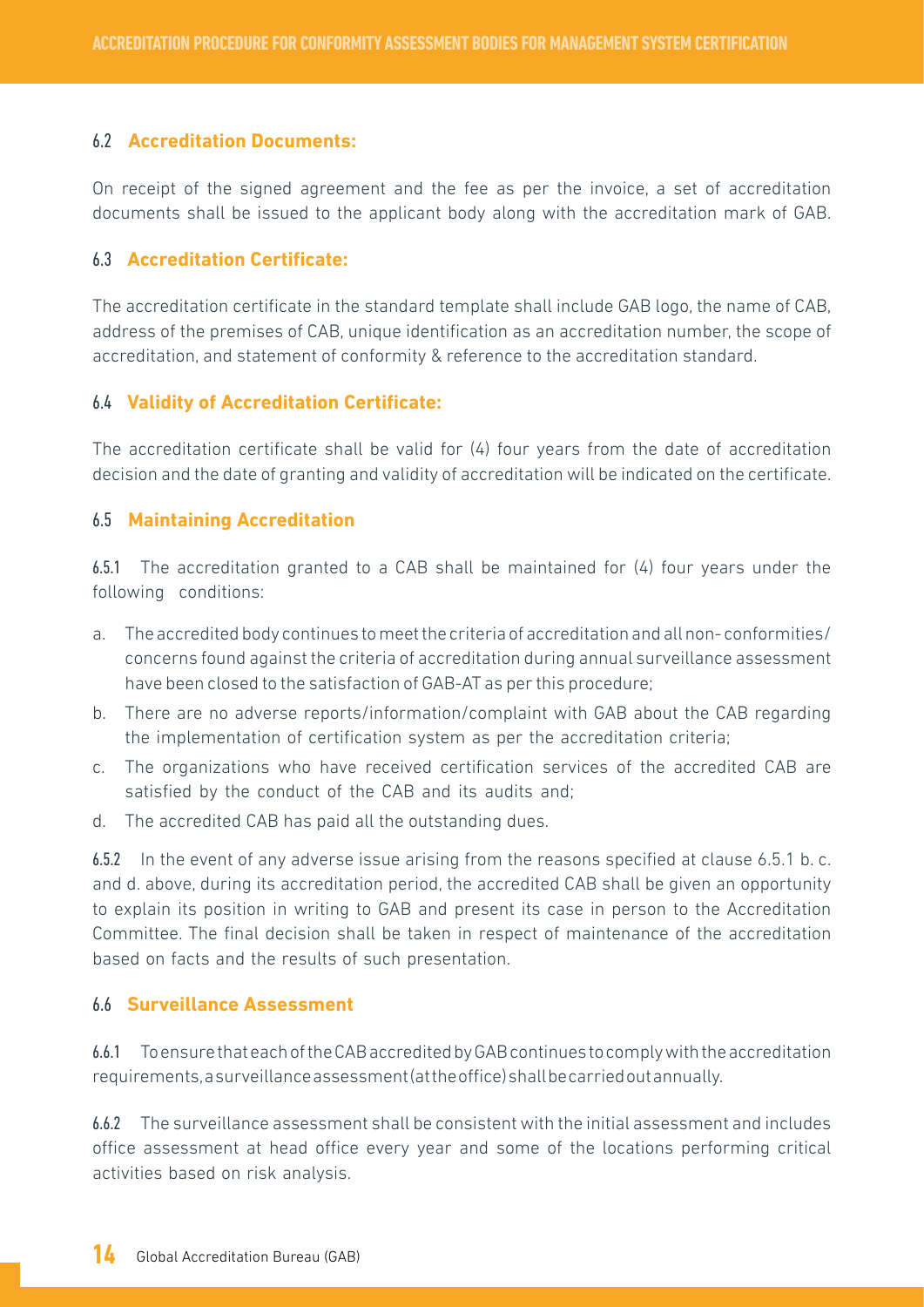### 6.2 Accreditation Documents:

On receipt of the signed agreement and the fee as per the invoice, a set of accreditation documents shall be issued to the applicant body along with the accreditation mark of GAB.

### 6.3 Accreditation Certificate:

The accreditation certificate in the standard template shall include GAB logo, the name of CAB, address of the premises of CAB, unique identification as an accreditation number, the scope of accreditation, and statement of conformity & reference to the accreditation standard.

### 6.4 Validity of Accreditation Certificate:

The accreditation certificate shall be valid for (4) four years from the date of accreditation decision and the date of granting and validity of accreditation will be indicated on the certificate.

### 6.5 Maintaining Accreditation

6.5.1 The accreditation granted to a CAB shall be maintained for (4) four years under the following conditions:

a. The accredited body continues to meet the criteria of accreditation and all non- conformities/ concerns found against the criteria of accreditation during annual surveillance assessment have been closed to the satisfaction of GAB-AT as per this procedure;
b. There are no adverse reports/information/complaint with GAB about the CAB regarding the implementation of certification system as per the accreditation criteria;
c. The organizations who have received certification services of the accredited CAB are satisfied by the conduct of the CAB and its audits and;
d. The accredited CAB has paid all the outstanding dues.

6.5.2 In the event of any adverse issue arising from the reasons specified at clause 6.5.1 b. c. and d. above, during its accreditation period, the accredited CAB shall be given an opportunity to explain its position in writing to GAB and present its case in person to the Accreditation Committee. The final decision shall be taken in respect of maintenance of the accreditation based on facts and the results of such presentation.

### 6.6 Surveillance Assessment

6.6.1 To ensure that each of the CAB accredited by GAB continues to comply with the accreditation requirements, a surveillance assessment (at the office) shall be carried out annually.

6.6.2 The surveillance assessment shall be consistent with the initial assessment and includes office assessment at head office every year and some of the locations performing critical activities based on risk analysis.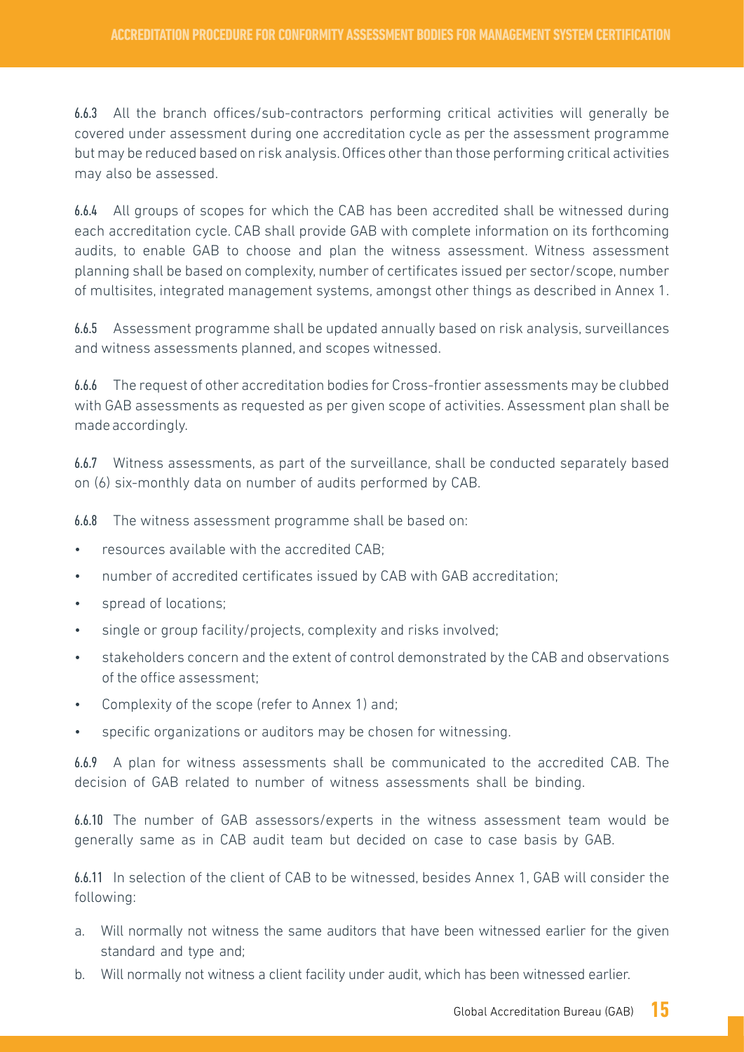6.6.3 All the branch offices/sub-contractors performing critical activities will generally be covered under assessment during one accreditation cycle as per the assessment programme but may be reduced based on risk analysis. Offices other than those performing critical activities may also be assessed.

6.6.4 All groups of scopes for which the CAB has been accredited shall be witnessed during each accreditation cycle. CAB shall provide GAB with complete information on its forthcoming audits, to enable GAB to choose and plan the witness assessment. Witness assessment planning shall be based on complexity, number of certificates issued per sector/scope, number of multisites, integrated management systems, amongst other things as described in Annex 1.

6.6.5 Assessment programme shall be updated annually based on risk analysis, surveillances and witness assessments planned, and scopes witnessed.

6.6.6 The request of other accreditation bodies for Cross-frontier assessments may be clubbed with GAB assessments as requested as per given scope of activities. Assessment plan shall be made accordingly.

6.6.7 Witness assessments, as part of the surveillance, shall be conducted separately based on (6) six-monthly data on number of audits performed by CAB.

6.6.8 The witness assessment programme shall be based on:

- resources available with the accredited CAB;
- number of accredited certificates issued by CAB with GAB accreditation;
- spread of locations;
- single or group facility/projects, complexity and risks involved;
- stakeholders concern and the extent of control demonstrated by the CAB and observations of the office assessment;
- Complexity of the scope (refer to Annex 1) and;
- specific organizations or auditors may be chosen for witnessing.

6.6.9 A plan for witness assessments shall be communicated to the accredited CAB. The decision of GAB related to number of witness assessments shall be binding.

6.6.10 The number of GAB assessors/experts in the witness assessment team would be generally same as in CAB audit team but decided on case to case basis by GAB.

6.6.11 In selection of the client of CAB to be witnessed, besides Annex 1, GAB will consider the following:

a. Will normally not witness the same auditors that have been witnessed earlier for the given standard and type and;
b. Will normally not witness a client facility under audit, which has been witnessed earlier.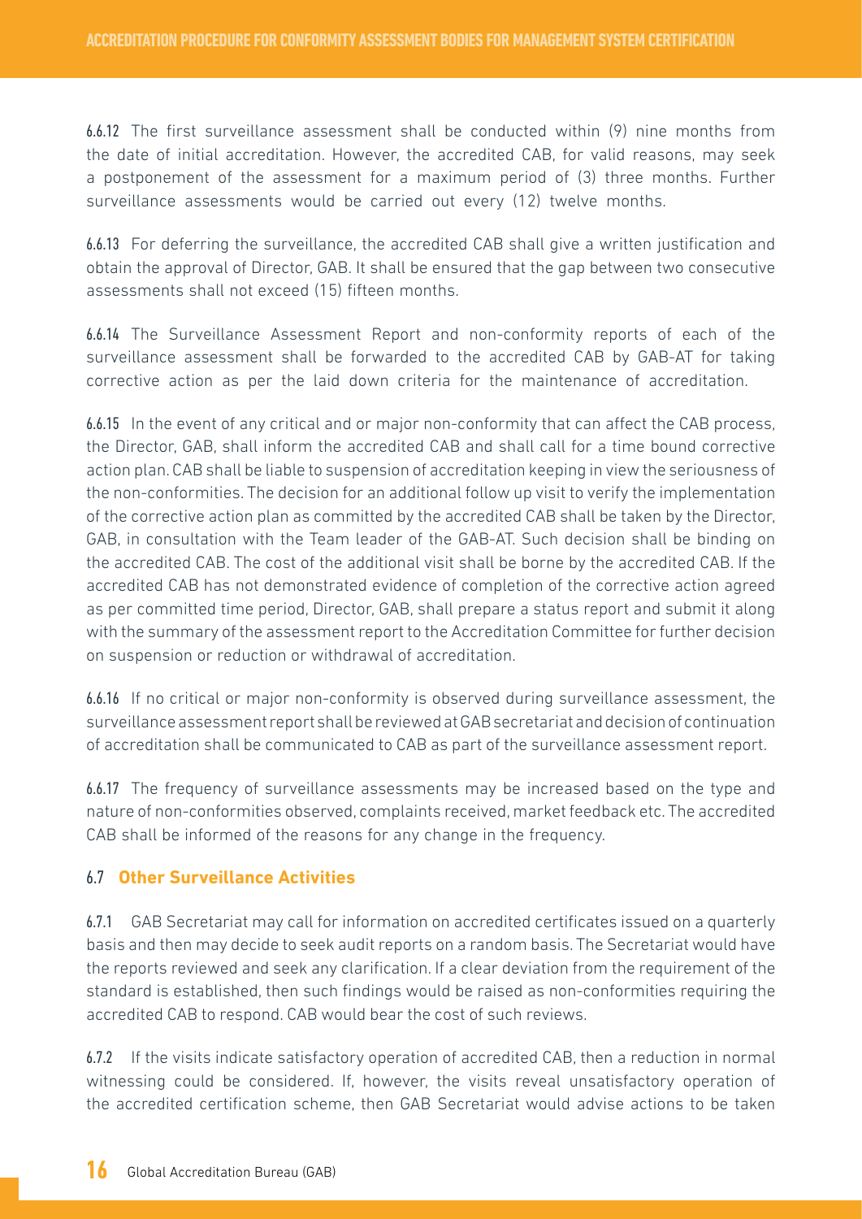6.6.12 The first surveillance assessment shall be conducted within (9) nine months from the date of initial accreditation. However, the accredited CAB, for valid reasons, may seek a postponement of the assessment for a maximum period of (3) three months. Further surveillance assessments would be carried out every (12) twelve months.

6.6.13 For deferring the surveillance, the accredited CAB shall give a written justification and obtain the approval of Director, GAB. It shall be ensured that the gap between two consecutive assessments shall not exceed (15) fifteen months.

6.6.14 The Surveillance Assessment Report and non-conformity reports of each of the surveillance assessment shall be forwarded to the accredited CAB by GAB-AT for taking corrective action as per the laid down criteria for the maintenance of accreditation.

6.6.15 In the event of any critical and or major non-conformity that can affect the CAB process, the Director, GAB, shall inform the accredited CAB and shall call for a time bound corrective action plan. CAB shall be liable to suspension of accreditation keeping in view the seriousness of the non-conformities. The decision for an additional follow up visit to verify the implementation of the corrective action plan as committed by the accredited CAB shall be taken by the Director, GAB, in consultation with the Team leader of the GAB-AT. Such decision shall be binding on the accredited CAB. The cost of the additional visit shall be borne by the accredited CAB. If the accredited CAB has not demonstrated evidence of completion of the corrective action agreed as per committed time period, Director, GAB, shall prepare a status report and submit it along with the summary of the assessment report to the Accreditation Committee for further decision on suspension or reduction or withdrawal of accreditation.

6.6.16 If no critical or major non-conformity is observed during surveillance assessment, the surveillance assessment report shall be reviewed at GAB secretariat and decision of continuation of accreditation shall be communicated to CAB as part of the surveillance assessment report.

6.6.17 The frequency of surveillance assessments may be increased based on the type and nature of non-conformities observed, complaints received, market feedback etc. The accredited CAB shall be informed of the reasons for any change in the frequency.

### 6.7 Other Surveillance Activities

6.7.1 GAB Secretariat may call for information on accredited certificates issued on a quarterly basis and then may decide to seek audit reports on a random basis. The Secretariat would have the reports reviewed and seek any clarification. If a clear deviation from the requirement of the standard is established, then such findings would be raised as non-conformities requiring the accredited CAB to respond. CAB would bear the cost of such reviews.

6.7.2 If the visits indicate satisfactory operation of accredited CAB, then a reduction in normal witnessing could be considered. If, however, the visits reveal unsatisfactory operation of the accredited certification scheme, then GAB Secretariat would advise actions to be taken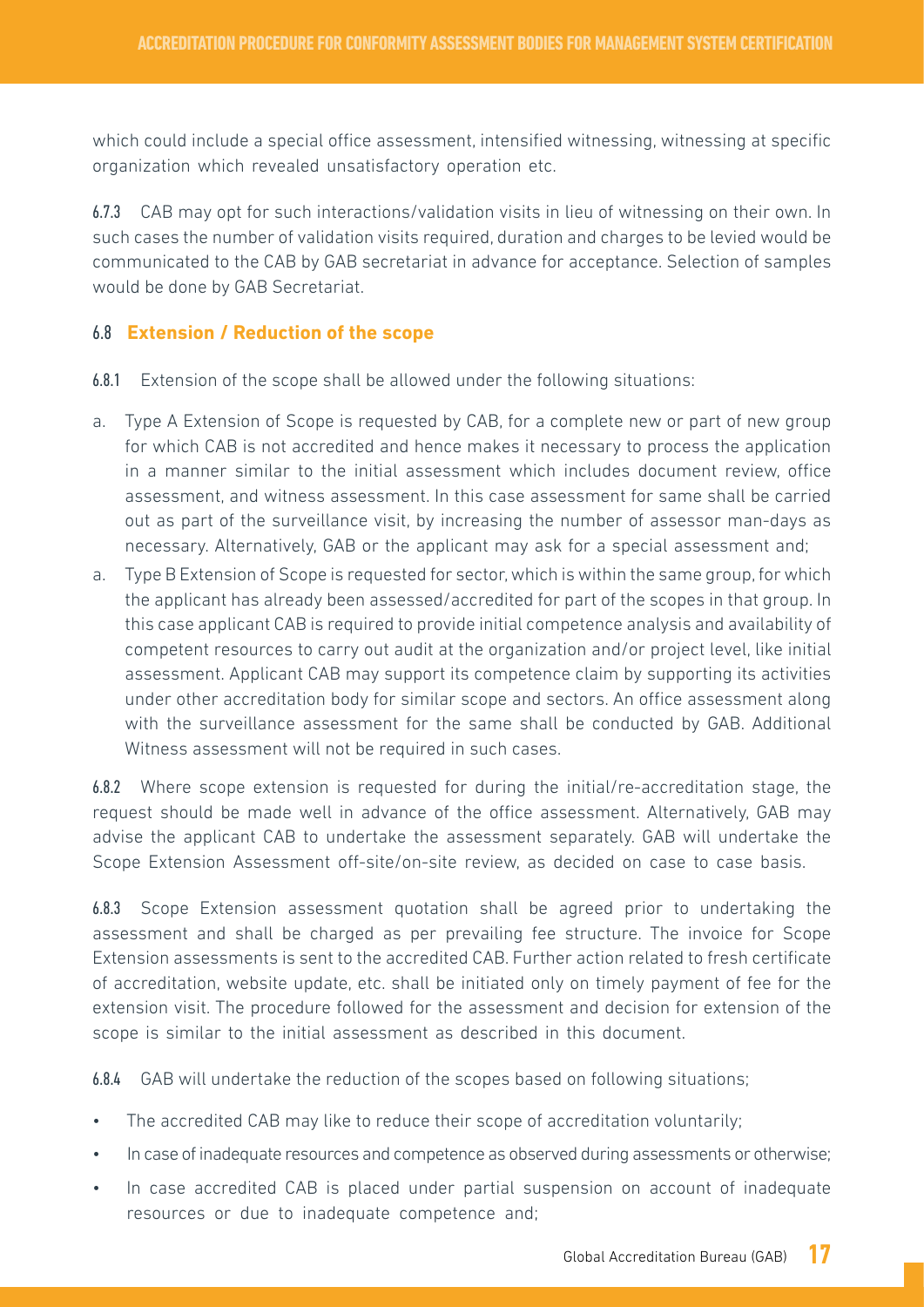which could include a special office assessment, intensified witnessing, witnessing at specific organization which revealed unsatisfactory operation etc.

6.7.3 CAB may opt for such interactions/validation visits in lieu of witnessing on their own. In such cases the number of validation visits required, duration and charges to be levied would be communicated to the CAB by GAB secretariat in advance for acceptance. Selection of samples would be done by GAB Secretariat.

### 6.8 **Extension / Reduction of the scope**

6.8.1 Extension of the scope shall be allowed under the following situations:

a. Type A Extension of Scope is requested by CAB, for a complete new or part of new group for which CAB is not accredited and hence makes it necessary to process the application in a manner similar to the initial assessment which includes document review, office assessment, and witness assessment. In this case assessment for same shall be carried out as part of the surveillance visit, by increasing the number of assessor man-days as necessary. Alternatively, GAB or the applicant may ask for a special assessment and;

a. Type B Extension of Scope is requested for sector, which is within the same group, for which the applicant has already been assessed/accredited for part of the scopes in that group. In this case applicant CAB is required to provide initial competence analysis and availability of competent resources to carry out audit at the organization and/or project level, like initial assessment. Applicant CAB may support its competence claim by supporting its activities under other accreditation body for similar scope and sectors. An office assessment along with the surveillance assessment for the same shall be conducted by GAB. Additional Witness assessment will not be required in such cases.

6.8.2 Where scope extension is requested for during the initial/re-accreditation stage, the request should be made well in advance of the office assessment. Alternatively, GAB may advise the applicant CAB to undertake the assessment separately. GAB will undertake the Scope Extension Assessment off-site/on-site review, as decided on case to case basis.

6.8.3 Scope Extension assessment quotation shall be agreed prior to undertaking the assessment and shall be charged as per prevailing fee structure. The invoice for Scope Extension assessments is sent to the accredited CAB. Further action related to fresh certificate of accreditation, website update, etc. shall be initiated only on timely payment of fee for the extension visit. The procedure followed for the assessment and decision for extension of the scope is similar to the initial assessment as described in this document.

6.8.4 GAB will undertake the reduction of the scopes based on following situations;

- The accredited CAB may like to reduce their scope of accreditation voluntarily;
- In case of inadequate resources and competence as observed during assessments or otherwise;
- In case accredited CAB is placed under partial suspension on account of inadequate resources or due to inadequate competence and;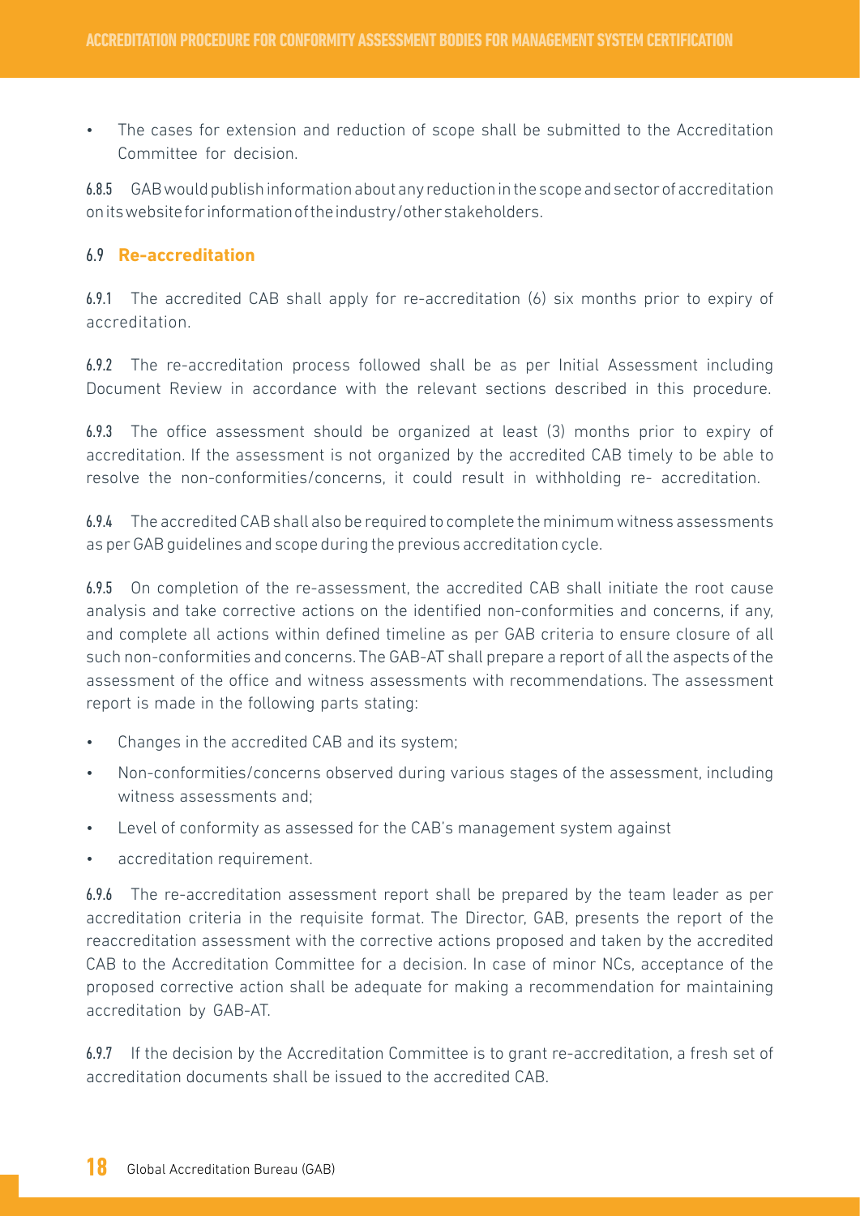- The cases for extension and reduction of scope shall be submitted to the Accreditation Committee for decision.

6.8.5 GAB would publish information about any reduction in the scope and sector of accreditation on its website for information of the industry/other stakeholders.

## 6.9 **Re-accreditation**

6.9.1 The accredited CAB shall apply for re-accreditation (6) six months prior to expiry of accreditation.

6.9.2 The re-accreditation process followed shall be as per Initial Assessment including Document Review in accordance with the relevant sections described in this procedure.

6.9.3 The office assessment should be organized at least (3) months prior to expiry of accreditation. If the assessment is not organized by the accredited CAB timely to be able to resolve the non-conformities/concerns, it could result in withholding re- accreditation.

6.9.4 The accredited CAB shall also be required to complete the minimum witness assessments as per GAB guidelines and scope during the previous accreditation cycle.

6.9.5 On completion of the re-assessment, the accredited CAB shall initiate the root cause analysis and take corrective actions on the identified non-conformities and concerns, if any, and complete all actions within defined timeline as per GAB criteria to ensure closure of all such non-conformities and concerns. The GAB-AT shall prepare a report of all the aspects of the assessment of the office and witness assessments with recommendations. The assessment report is made in the following parts stating:

- Changes in the accredited CAB and its system;
- Non-conformities/concerns observed during various stages of the assessment, including witness assessments and;
- Level of conformity as assessed for the CAB's management system against
- accreditation requirement.

6.9.6 The re-accreditation assessment report shall be prepared by the team leader as per accreditation criteria in the requisite format. The Director, GAB, presents the report of the reaccreditation assessment with the corrective actions proposed and taken by the accredited CAB to the Accreditation Committee for a decision. In case of minor NCs, acceptance of the proposed corrective action shall be adequate for making a recommendation for maintaining accreditation by GAB-AT.

6.9.7 If the decision by the Accreditation Committee is to grant re-accreditation, a fresh set of accreditation documents shall be issued to the accredited CAB.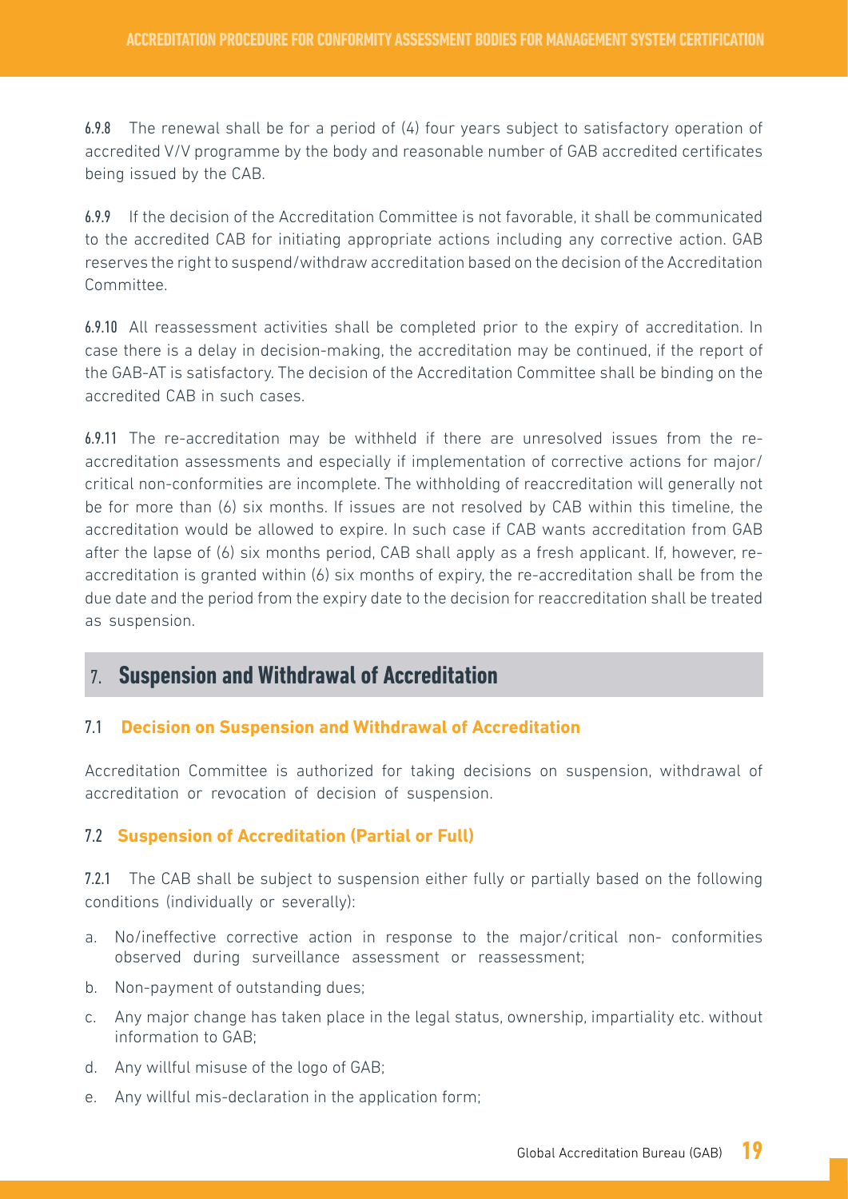6.9.8 The renewal shall be for a period of (4) four years subject to satisfactory operation of accredited V/V programme by the body and reasonable number of GAB accredited certificates being issued by the CAB.

6.9.9 If the decision of the Accreditation Committee is not favorable, it shall be communicated to the accredited CAB for initiating appropriate actions including any corrective action. GAB reserves the right to suspend/withdraw accreditation based on the decision of the Accreditation Committee.

6.9.10 All reassessment activities shall be completed prior to the expiry of accreditation. In case there is a delay in decision-making, the accreditation may be continued, if the report of the GAB-AT is satisfactory. The decision of the Accreditation Committee shall be binding on the accredited CAB in such cases.

6.9.11 The re-accreditation may be withheld if there are unresolved issues from the re-accreditation assessments and especially if implementation of corrective actions for major/ critical non-conformities are incomplete. The withholding of reaccreditation will generally not be for more than (6) six months. If issues are not resolved by CAB within this timeline, the accreditation would be allowed to expire. In such case if CAB wants accreditation from GAB after the lapse of (6) six months period, CAB shall apply as a fresh applicant. If, however, re-accreditation is granted within (6) six months of expiry, the re-accreditation shall be from the due date and the period from the expiry date to the decision for reaccreditation shall be treated as suspension.

## 7. Suspension and Withdrawal of Accreditation

### 7.1 Decision on Suspension and Withdrawal of Accreditation

Accreditation Committee is authorized for taking decisions on suspension, withdrawal of accreditation or revocation of decision of suspension.

### 7.2 Suspension of Accreditation (Partial or Full)

7.2.1 The CAB shall be subject to suspension either fully or partially based on the following conditions (individually or severally):

a. No/ineffective corrective action in response to the major/critical non- conformities observed during surveillance assessment or reassessment;
b. Non-payment of outstanding dues;
c. Any major change has taken place in the legal status, ownership, impartiality etc. without information to GAB;
d. Any willful misuse of the logo of GAB;
e. Any willful mis-declaration in the application form;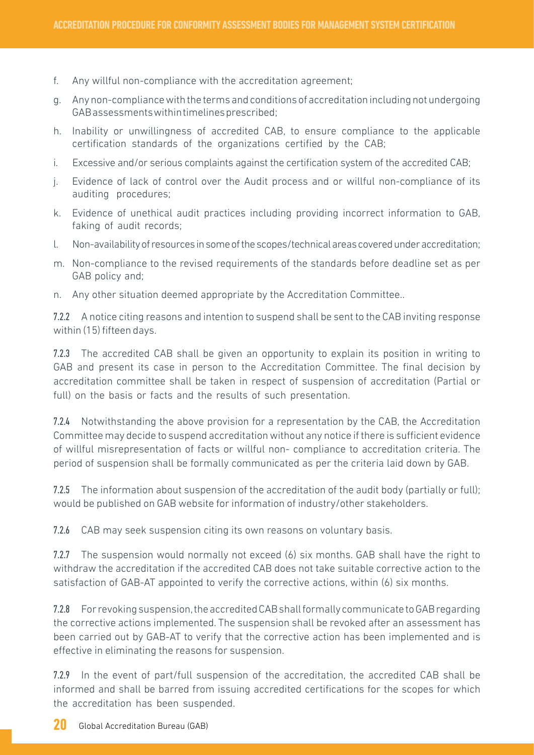f. Any willful non-compliance with the accreditation agreement;

g. Any non-compliance with the terms and conditions of accreditation including not undergoing GAB assessments within timelines prescribed;

h. Inability or unwillingness of accredited CAB, to ensure compliance to the applicable certification standards of the organizations certified by the CAB;

i. Excessive and/or serious complaints against the certification system of the accredited CAB;

j. Evidence of lack of control over the Audit process and or willful non-compliance of its auditing procedures;

k. Evidence of unethical audit practices including providing incorrect information to GAB, faking of audit records;

l. Non-availability of resources in some of the scopes/technical areas covered under accreditation;

m. Non-compliance to the revised requirements of the standards before deadline set as per GAB policy and;

n. Any other situation deemed appropriate by the Accreditation Committee..

**7.2.2** A notice citing reasons and intention to suspend shall be sent to the CAB inviting response within (15) fifteen days.

**7.2.3** The accredited CAB shall be given an opportunity to explain its position in writing to GAB and present its case in person to the Accreditation Committee. The final decision by accreditation committee shall be taken in respect of suspension of accreditation (Partial or full) on the basis or facts and the results of such presentation.

**7.2.4** Notwithstanding the above provision for a representation by the CAB, the Accreditation Committee may decide to suspend accreditation without any notice if there is sufficient evidence of willful misrepresentation of facts or willful non- compliance to accreditation criteria. The period of suspension shall be formally communicated as per the criteria laid down by GAB.

**7.2.5** The information about suspension of the accreditation of the audit body (partially or full); would be published on GAB website for information of industry/other stakeholders.

**7.2.6** CAB may seek suspension citing its own reasons on voluntary basis.

**7.2.7** The suspension would normally not exceed (6) six months. GAB shall have the right to withdraw the accreditation if the accredited CAB does not take suitable corrective action to the satisfaction of GAB-AT appointed to verify the corrective actions, within (6) six months.

**7.2.8** For revoking suspension, the accredited CAB shall formally communicate to GAB regarding the corrective actions implemented. The suspension shall be revoked after an assessment has been carried out by GAB-AT to verify that the corrective action has been implemented and is effective in eliminating the reasons for suspension.

**7.2.9** In the event of part/full suspension of the accreditation, the accredited CAB shall be informed and shall be barred from issuing accredited certifications for the scopes for which the accreditation has been suspended.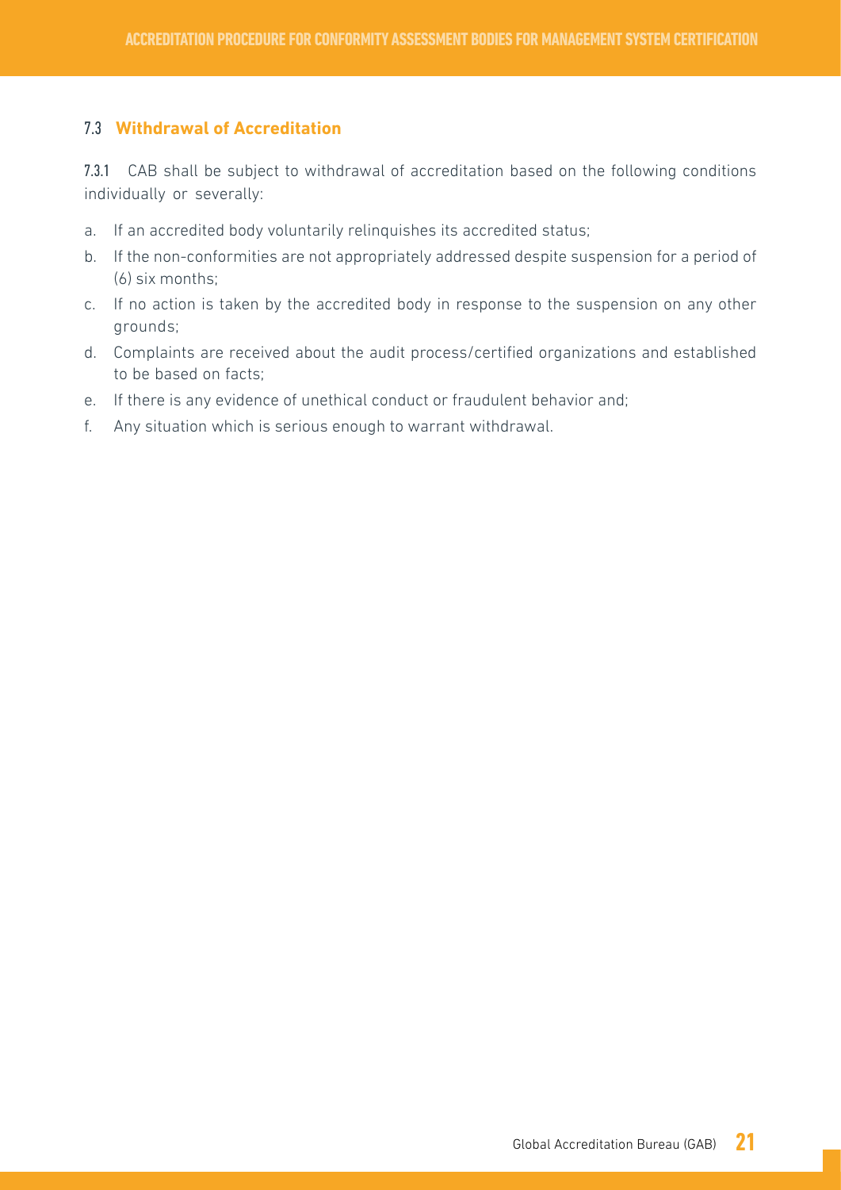### 7.3 **Withdrawal of Accreditation**

7.3.1 CAB shall be subject to withdrawal of accreditation based on the following conditions individually or severally:

a. If an accredited body voluntarily relinquishes its accredited status;
b. If the non-conformities are not appropriately addressed despite suspension for a period of (6) six months;
c. If no action is taken by the accredited body in response to the suspension on any other grounds;
d. Complaints are received about the audit process/certified organizations and established to be based on facts;
e. If there is any evidence of unethical conduct or fraudulent behavior and;
f. Any situation which is serious enough to warrant withdrawal.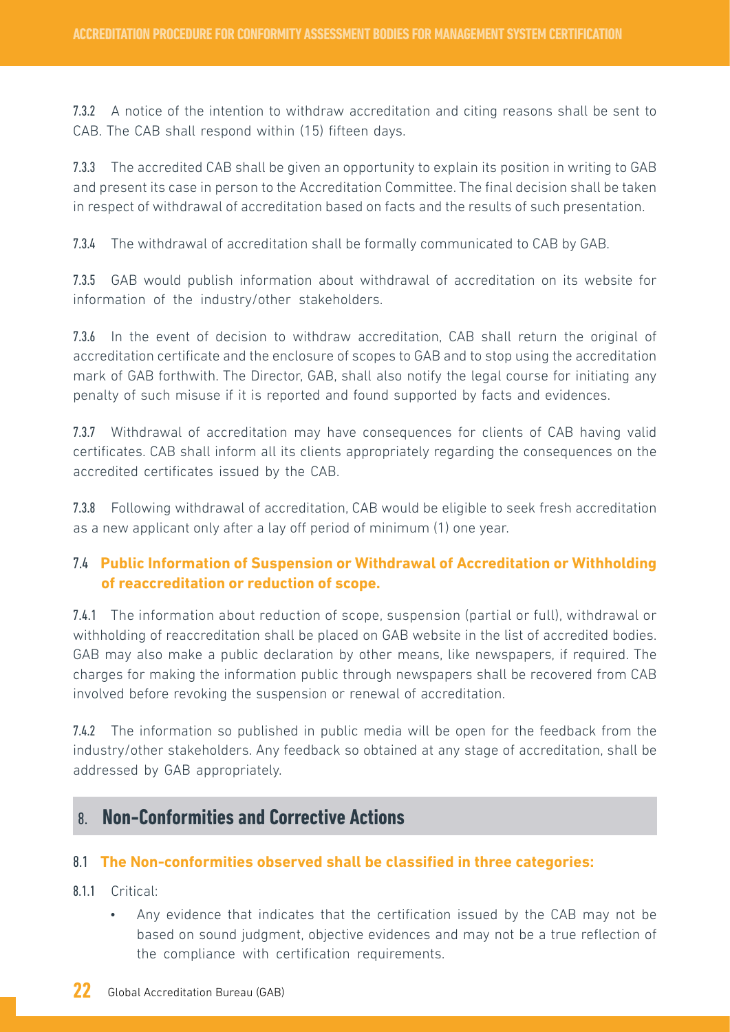7.3.2 A notice of the intention to withdraw accreditation and citing reasons shall be sent to CAB. The CAB shall respond within (15) fifteen days.

7.3.3 The accredited CAB shall be given an opportunity to explain its position in writing to GAB and present its case in person to the Accreditation Committee. The final decision shall be taken in respect of withdrawal of accreditation based on facts and the results of such presentation.

7.3.4 The withdrawal of accreditation shall be formally communicated to CAB by GAB.

7.3.5 GAB would publish information about withdrawal of accreditation on its website for information of the industry/other stakeholders.

7.3.6 In the event of decision to withdraw accreditation, CAB shall return the original of accreditation certificate and the enclosure of scopes to GAB and to stop using the accreditation mark of GAB forthwith. The Director, GAB, shall also notify the legal course for initiating any penalty of such misuse if it is reported and found supported by facts and evidences.

7.3.7 Withdrawal of accreditation may have consequences for clients of CAB having valid certificates. CAB shall inform all its clients appropriately regarding the consequences on the accredited certificates issued by the CAB.

7.3.8 Following withdrawal of accreditation, CAB would be eligible to seek fresh accreditation as a new applicant only after a lay off period of minimum (1) one year.

### 7.4 Public Information of Suspension or Withdrawal of Accreditation or Withholding of reaccreditation or reduction of scope.

7.4.1 The information about reduction of scope, suspension (partial or full), withdrawal or withholding of reaccreditation shall be placed on GAB website in the list of accredited bodies. GAB may also make a public declaration by other means, like newspapers, if required. The charges for making the information public through newspapers shall be recovered from CAB involved before revoking the suspension or renewal of accreditation.

7.4.2 The information so published in public media will be open for the feedback from the industry/other stakeholders. Any feedback so obtained at any stage of accreditation, shall be addressed by GAB appropriately.

## 8. Non-Conformities and Corrective Actions

### 8.1 The Non-conformities observed shall be classified in three categories:

8.1.1 Critical:

- Any evidence that indicates that the certification issued by the CAB may not be based on sound judgment, objective evidences and may not be a true reflection of the compliance with certification requirements.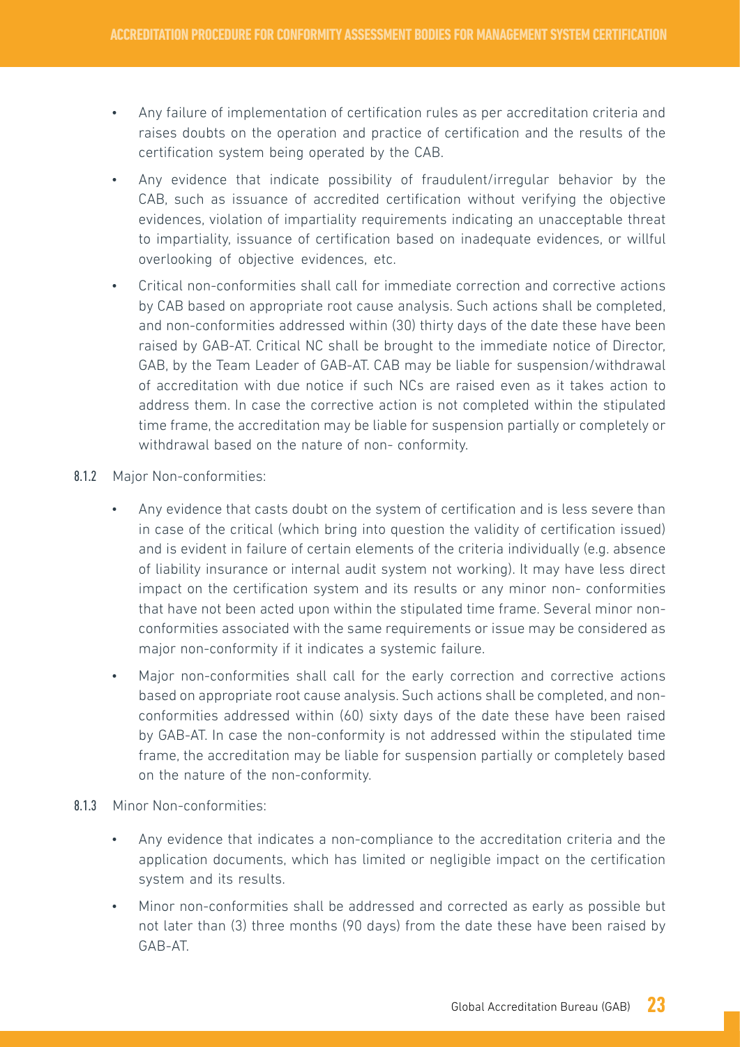- Any failure of implementation of certification rules as per accreditation criteria and raises doubts on the operation and practice of certification and the results of the certification system being operated by the CAB.
- Any evidence that indicate possibility of fraudulent/irregular behavior by the CAB, such as issuance of accredited certification without verifying the objective evidences, violation of impartiality requirements indicating an unacceptable threat to impartiality, issuance of certification based on inadequate evidences, or willful overlooking of objective evidences, etc.
- Critical non-conformities shall call for immediate correction and corrective actions by CAB based on appropriate root cause analysis. Such actions shall be completed, and non-conformities addressed within (30) thirty days of the date these have been raised by GAB-AT. Critical NC shall be brought to the immediate notice of Director, GAB, by the Team Leader of GAB-AT. CAB may be liable for suspension/withdrawal of accreditation with due notice if such NCs are raised even as it takes action to address them. In case the corrective action is not completed within the stipulated time frame, the accreditation may be liable for suspension partially or completely or withdrawal based on the nature of non- conformity.

**8.1.2** Major Non-conformities:

- Any evidence that casts doubt on the system of certification and is less severe than in case of the critical (which bring into question the validity of certification issued) and is evident in failure of certain elements of the criteria individually (e.g. absence of liability insurance or internal audit system not working). It may have less direct impact on the certification system and its results or any minor non- conformities that have not been acted upon within the stipulated time frame. Several minor non-conformities associated with the same requirements or issue may be considered as major non-conformity if it indicates a systemic failure.
- Major non-conformities shall call for the early correction and corrective actions based on appropriate root cause analysis. Such actions shall be completed, and non-conformities addressed within (60) sixty days of the date these have been raised by GAB-AT. In case the non-conformity is not addressed within the stipulated time frame, the accreditation may be liable for suspension partially or completely based on the nature of the non-conformity.

**8.1.3** Minor Non-conformities:

- Any evidence that indicates a non-compliance to the accreditation criteria and the application documents, which has limited or negligible impact on the certification system and its results.
- Minor non-conformities shall be addressed and corrected as early as possible but not later than (3) three months (90 days) from the date these have been raised by GAB-AT.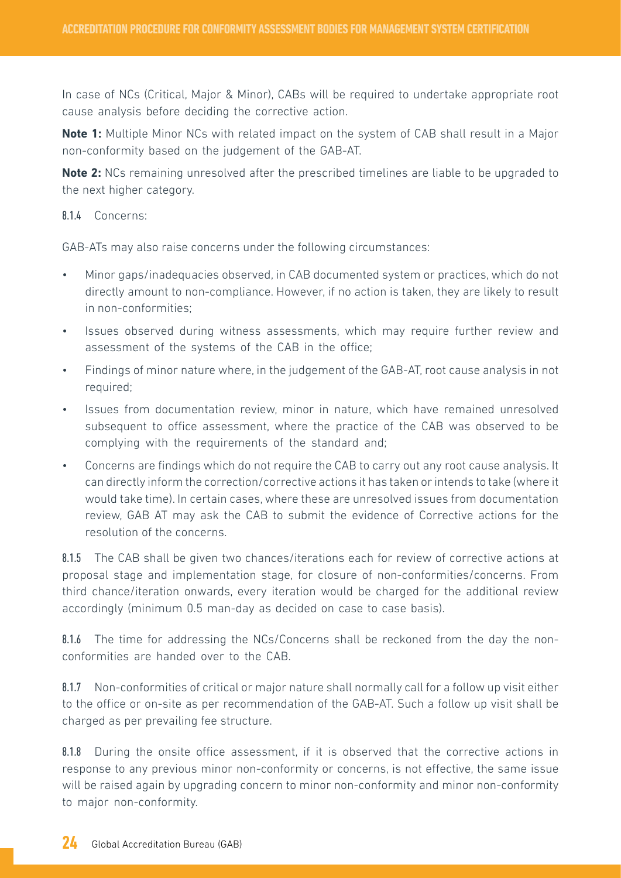In case of NCs (Critical, Major & Minor), CABs will be required to undertake appropriate root cause analysis before deciding the corrective action.

**Note 1:** Multiple Minor NCs with related impact on the system of CAB shall result in a Major non-conformity based on the judgement of the GAB-AT.

**Note 2:** NCs remaining unresolved after the prescribed timelines are liable to be upgraded to the next higher category.

8.1.4 Concerns:

GAB-ATs may also raise concerns under the following circumstances:

- Minor gaps/inadequacies observed, in CAB documented system or practices, which do not directly amount to non-compliance. However, if no action is taken, they are likely to result in non-conformities;
- Issues observed during witness assessments, which may require further review and assessment of the systems of the CAB in the office;
- Findings of minor nature where, in the judgement of the GAB-AT, root cause analysis in not required;
- Issues from documentation review, minor in nature, which have remained unresolved subsequent to office assessment, where the practice of the CAB was observed to be complying with the requirements of the standard and;
- Concerns are findings which do not require the CAB to carry out any root cause analysis. It can directly inform the correction/corrective actions it has taken or intends to take (where it would take time). In certain cases, where these are unresolved issues from documentation review, GAB AT may ask the CAB to submit the evidence of Corrective actions for the resolution of the concerns.

8.1.5 The CAB shall be given two chances/iterations each for review of corrective actions at proposal stage and implementation stage, for closure of non-conformities/concerns. From third chance/iteration onwards, every iteration would be charged for the additional review accordingly (minimum 0.5 man-day as decided on case to case basis).

8.1.6 The time for addressing the NCs/Concerns shall be reckoned from the day the non-conformities are handed over to the CAB.

8.1.7 Non-conformities of critical or major nature shall normally call for a follow up visit either to the office or on-site as per recommendation of the GAB-AT. Such a follow up visit shall be charged as per prevailing fee structure.

8.1.8 During the onsite office assessment, if it is observed that the corrective actions in response to any previous minor non-conformity or concerns, is not effective, the same issue will be raised again by upgrading concern to minor non-conformity and minor non-conformity to major non-conformity.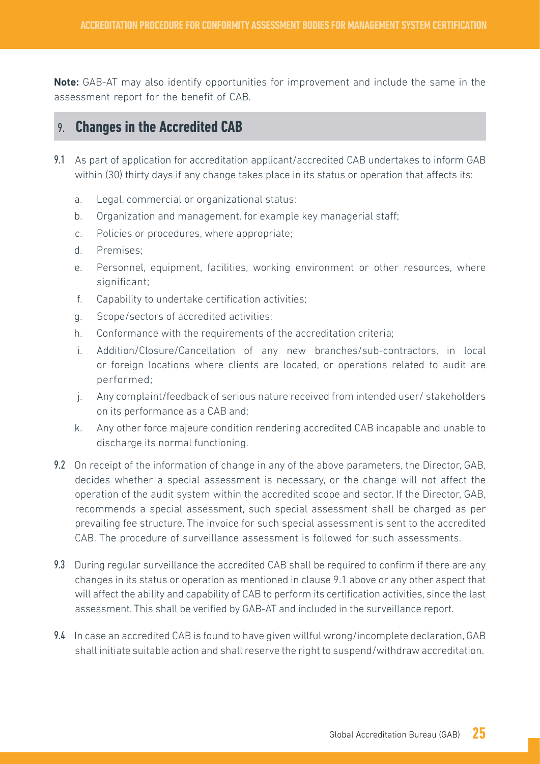**Note:** GAB-AT may also identify opportunities for improvement and include the same in the assessment report for the benefit of CAB.

## 9. Changes in the Accredited CAB

9.1 As part of application for accreditation applicant/accredited CAB undertakes to inform GAB within (30) thirty days if any change takes place in its status or operation that affects its:

a. Legal, commercial or organizational status;

b. Organization and management, for example key managerial staff;

c. Policies or procedures, where appropriate;

d. Premises;

e. Personnel, equipment, facilities, working environment or other resources, where significant;

f. Capability to undertake certification activities;

g. Scope/sectors of accredited activities;

h. Conformance with the requirements of the accreditation criteria;

i. Addition/Closure/Cancellation of any new branches/sub-contractors, in local or foreign locations where clients are located, or operations related to audit are performed;

j. Any complaint/feedback of serious nature received from intended user/ stakeholders on its performance as a CAB and;

k. Any other force majeure condition rendering accredited CAB incapable and unable to discharge its normal functioning.

9.2 On receipt of the information of change in any of the above parameters, the Director, GAB, decides whether a special assessment is necessary, or the change will not affect the operation of the audit system within the accredited scope and sector. If the Director, GAB, recommends a special assessment, such special assessment shall be charged as per prevailing fee structure. The invoice for such special assessment is sent to the accredited CAB. The procedure of surveillance assessment is followed for such assessments.

9.3 During regular surveillance the accredited CAB shall be required to confirm if there are any changes in its status or operation as mentioned in clause 9.1 above or any other aspect that will affect the ability and capability of CAB to perform its certification activities, since the last assessment. This shall be verified by GAB-AT and included in the surveillance report.

9.4 In case an accredited CAB is found to have given willful wrong/incomplete declaration, GAB shall initiate suitable action and shall reserve the right to suspend/withdraw accreditation.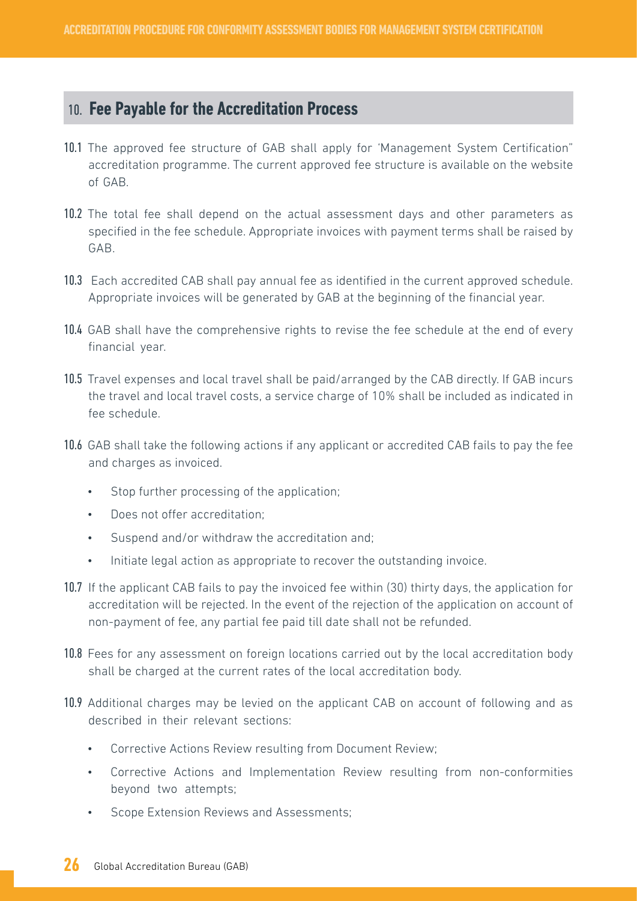## 10. Fee Payable for the Accreditation Process

**10.1** The approved fee structure of GAB shall apply for 'Management System Certification" accreditation programme. The current approved fee structure is available on the website of GAB.

**10.2** The total fee shall depend on the actual assessment days and other parameters as specified in the fee schedule. Appropriate invoices with payment terms shall be raised by GAB.

**10.3** Each accredited CAB shall pay annual fee as identified in the current approved schedule. Appropriate invoices will be generated by GAB at the beginning of the financial year.

**10.4** GAB shall have the comprehensive rights to revise the fee schedule at the end of every financial year.

**10.5** Travel expenses and local travel shall be paid/arranged by the CAB directly. If GAB incurs the travel and local travel costs, a service charge of 10% shall be included as indicated in fee schedule.

**10.6** GAB shall take the following actions if any applicant or accredited CAB fails to pay the fee and charges as invoiced.

- Stop further processing of the application;
- Does not offer accreditation;
- Suspend and/or withdraw the accreditation and;
- Initiate legal action as appropriate to recover the outstanding invoice.

**10.7** If the applicant CAB fails to pay the invoiced fee within (30) thirty days, the application for accreditation will be rejected. In the event of the rejection of the application on account of non-payment of fee, any partial fee paid till date shall not be refunded.

**10.8** Fees for any assessment on foreign locations carried out by the local accreditation body shall be charged at the current rates of the local accreditation body.

**10.9** Additional charges may be levied on the applicant CAB on account of following and as described in their relevant sections:

- Corrective Actions Review resulting from Document Review;
- Corrective Actions and Implementation Review resulting from non-conformities beyond two attempts;
- Scope Extension Reviews and Assessments;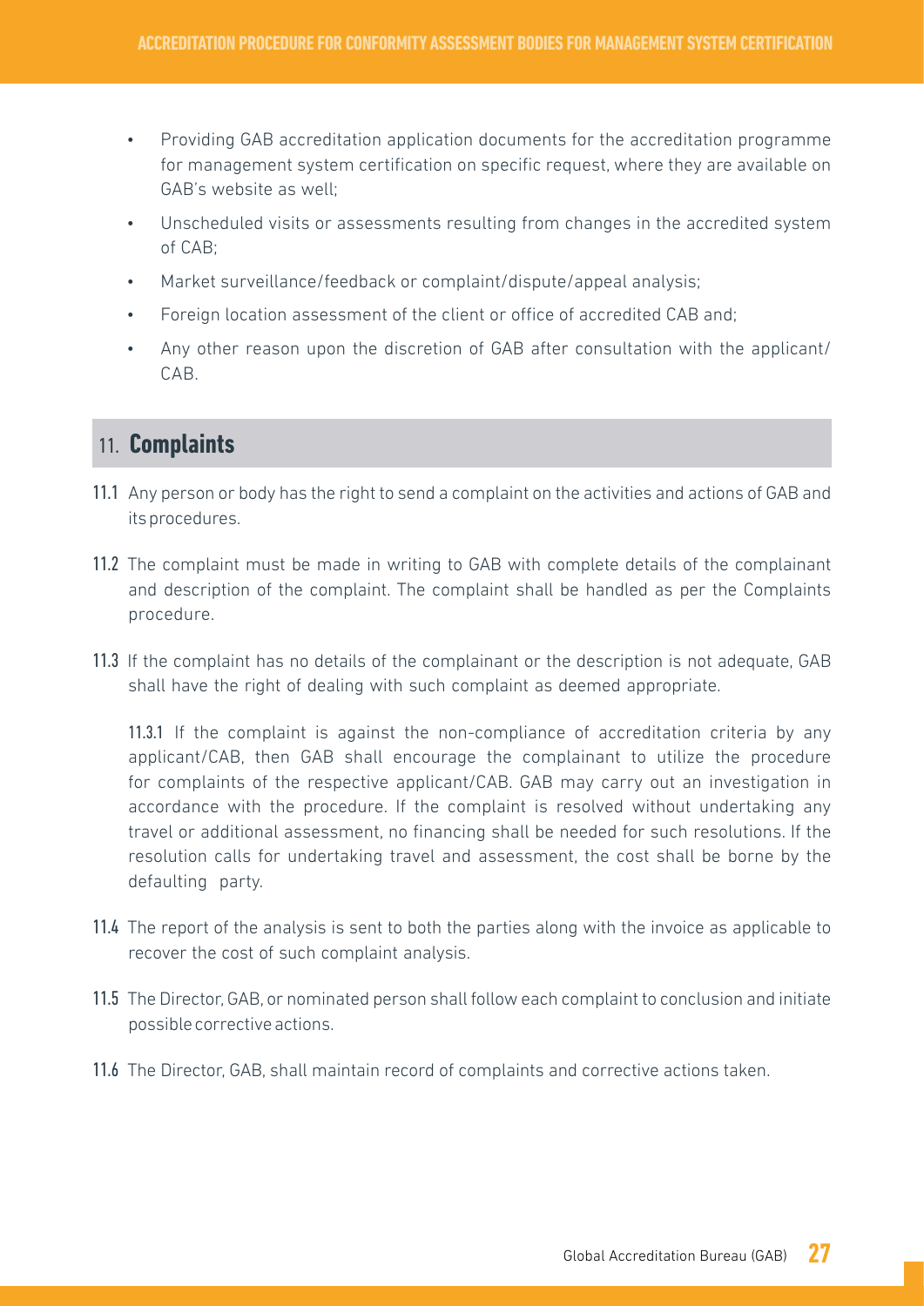- Providing GAB accreditation application documents for the accreditation programme for management system certification on specific request, where they are available on GAB's website as well;
- Unscheduled visits or assessments resulting from changes in the accredited system of CAB;
- Market surveillance/feedback or complaint/dispute/appeal analysis;
- Foreign location assessment of the client or office of accredited CAB and;
- Any other reason upon the discretion of GAB after consultation with the applicant/CAB.

## 11. **Complaints**

11.1 Any person or body has the right to send a complaint on the activities and actions of GAB and its procedures.

11.2 The complaint must be made in writing to GAB with complete details of the complainant and description of the complaint. The complaint shall be handled as per the Complaints procedure.

11.3 If the complaint has no details of the complainant or the description is not adequate, GAB shall have the right of dealing with such complaint as deemed appropriate.

11.3.1 If the complaint is against the non-compliance of accreditation criteria by any applicant/CAB, then GAB shall encourage the complainant to utilize the procedure for complaints of the respective applicant/CAB. GAB may carry out an investigation in accordance with the procedure. If the complaint is resolved without undertaking any travel or additional assessment, no financing shall be needed for such resolutions. If the resolution calls for undertaking travel and assessment, the cost shall be borne by the defaulting party.

11.4 The report of the analysis is sent to both the parties along with the invoice as applicable to recover the cost of such complaint analysis.

11.5 The Director, GAB, or nominated person shall follow each complaint to conclusion and initiate possible corrective actions.

11.6 The Director, GAB, shall maintain record of complaints and corrective actions taken.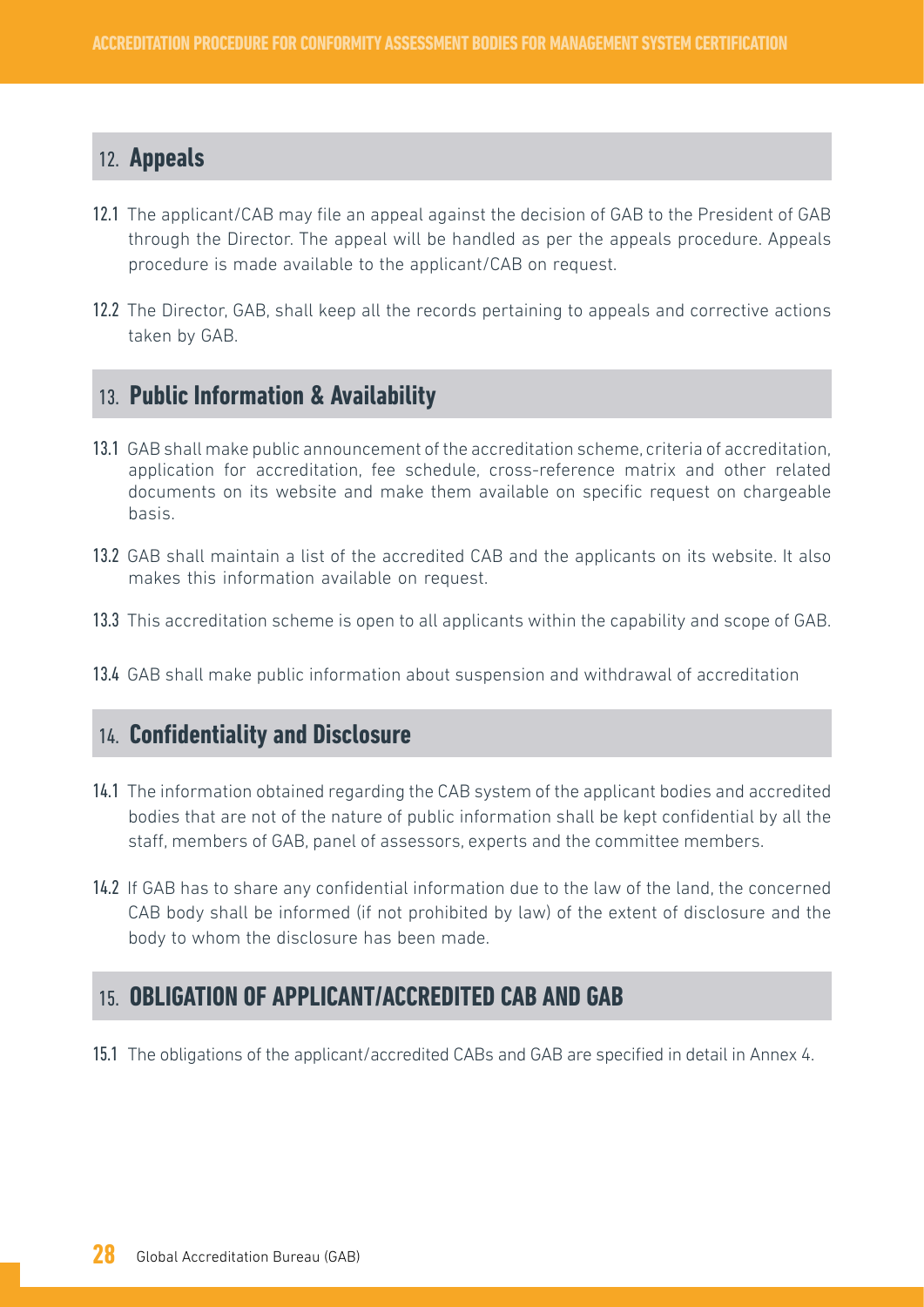## 12. **Appeals**

12.1 The applicant/CAB may file an appeal against the decision of GAB to the President of GAB through the Director. The appeal will be handled as per the appeals procedure. Appeals procedure is made available to the applicant/CAB on request.

12.2 The Director, GAB, shall keep all the records pertaining to appeals and corrective actions taken by GAB.

## 13. **Public Information & Availability**

13.1 GAB shall make public announcement of the accreditation scheme, criteria of accreditation, application for accreditation, fee schedule, cross-reference matrix and other related documents on its website and make them available on specific request on chargeable basis.

13.2 GAB shall maintain a list of the accredited CAB and the applicants on its website. It also makes this information available on request.

13.3 This accreditation scheme is open to all applicants within the capability and scope of GAB.

13.4 GAB shall make public information about suspension and withdrawal of accreditation

## 14. **Confidentiality and Disclosure**

14.1 The information obtained regarding the CAB system of the applicant bodies and accredited bodies that are not of the nature of public information shall be kept confidential by all the staff, members of GAB, panel of assessors, experts and the committee members.

14.2 If GAB has to share any confidential information due to the law of the land, the concerned CAB body shall be informed (if not prohibited by law) of the extent of disclosure and the body to whom the disclosure has been made.

## 15. **OBLIGATION OF APPLICANT/ACCREDITED CAB AND GAB**

15.1 The obligations of the applicant/accredited CABs and GAB are specified in detail in Annex 4.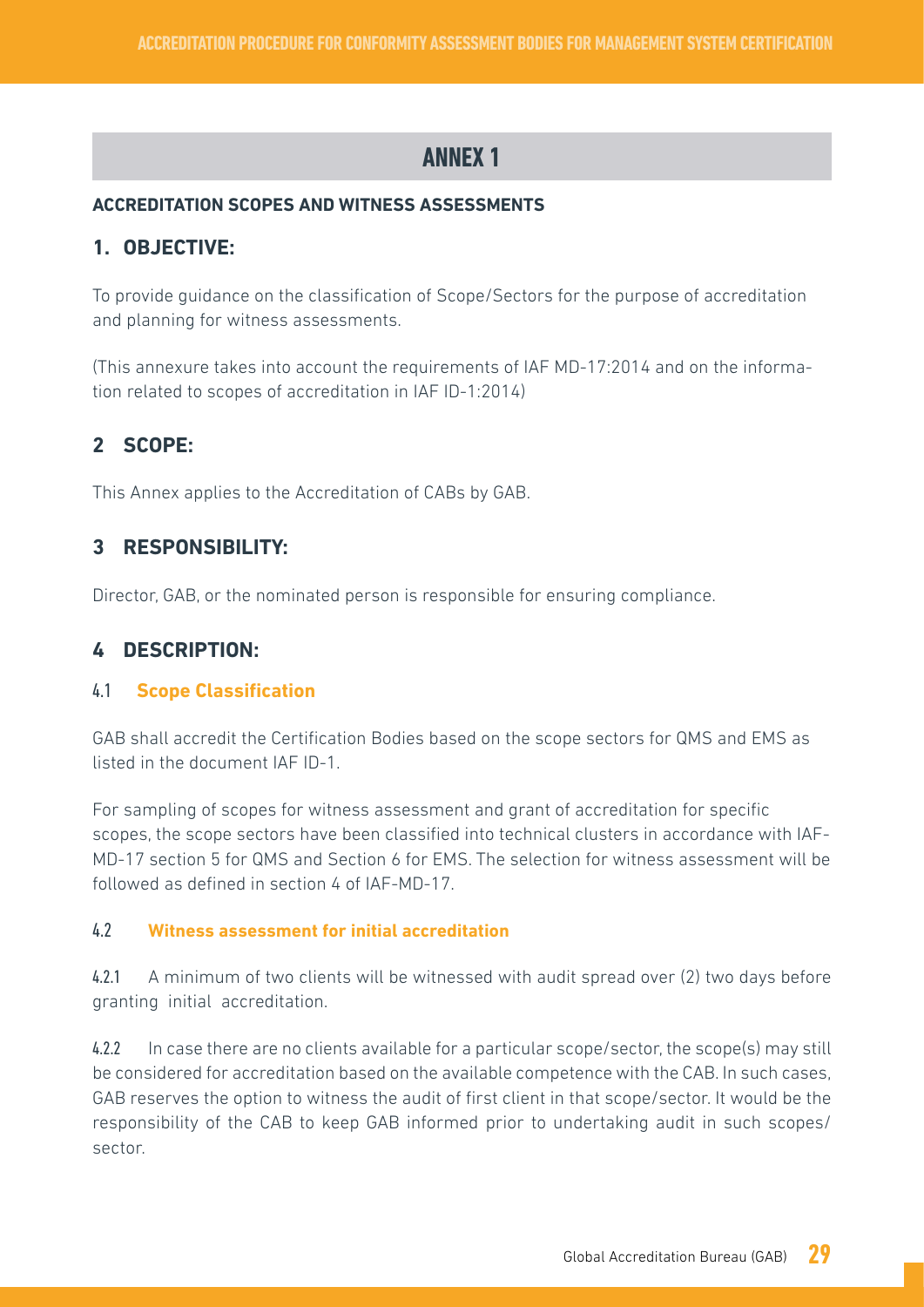# ANNEX 1

**ACCREDITATION SCOPES AND WITNESS ASSESSMENTS**

## 1. OBJECTIVE:

To provide guidance on the classification of Scope/Sectors for the purpose of accreditation and planning for witness assessments.

(This annexure takes into account the requirements of IAF MD-17:2014 and on the information related to scopes of accreditation in IAF ID-1:2014)

## 2 SCOPE:

This Annex applies to the Accreditation of CABs by GAB.

## 3 RESPONSIBILITY:

Director, GAB, or the nominated person is responsible for ensuring compliance.

## 4 DESCRIPTION:

### 4.1 Scope Classification

GAB shall accredit the Certification Bodies based on the scope sectors for QMS and EMS as listed in the document IAF ID-1.

For sampling of scopes for witness assessment and grant of accreditation for specific scopes, the scope sectors have been classified into technical clusters in accordance with IAF-MD-17 section 5 for QMS and Section 6 for EMS. The selection for witness assessment will be followed as defined in section 4 of IAF-MD-17.

### 4.2 Witness assessment for initial accreditation

4.2.1 A minimum of two clients will be witnessed with audit spread over (2) two days before granting initial accreditation.

4.2.2 In case there are no clients available for a particular scope/sector, the scope(s) may still be considered for accreditation based on the available competence with the CAB. In such cases, GAB reserves the option to witness the audit of first client in that scope/sector. It would be the responsibility of the CAB to keep GAB informed prior to undertaking audit in such scopes/sector.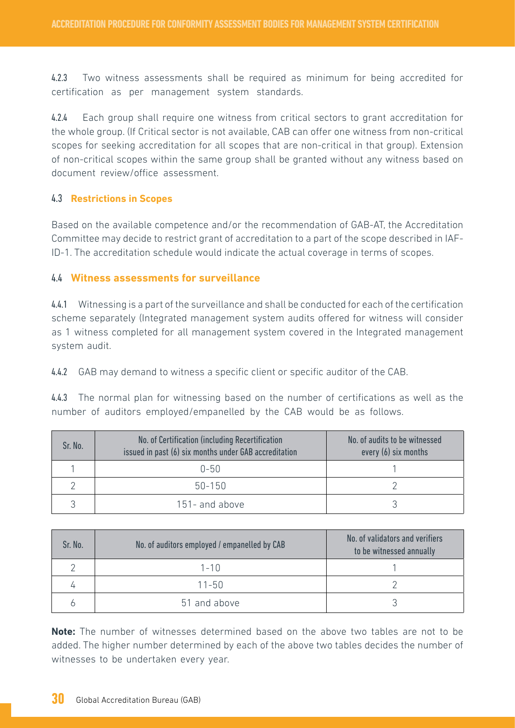4.2.3 Two witness assessments shall be required as minimum for being accredited for certification as per management system standards.

4.2.4 Each group shall require one witness from critical sectors to grant accreditation for the whole group. (If Critical sector is not available, CAB can offer one witness from non-critical scopes for seeking accreditation for all scopes that are non-critical in that group). Extension of non-critical scopes within the same group shall be granted without any witness based on document review/office assessment.

### 4.3 Restrictions in Scopes

Based on the available competence and/or the recommendation of GAB-AT, the Accreditation Committee may decide to restrict grant of accreditation to a part of the scope described in IAF-ID-1. The accreditation schedule would indicate the actual coverage in terms of scopes.

### 4.4 Witness assessments for surveillance

4.4.1 Witnessing is a part of the surveillance and shall be conducted for each of the certification scheme separately (Integrated management system audits offered for witness will consider as 1 witness completed for all management system covered in the Integrated management system audit.

4.4.2 GAB may demand to witness a specific client or specific auditor of the CAB.

4.4.3 The normal plan for witnessing based on the number of certifications as well as the number of auditors employed/empanelled by the CAB would be as follows.

| Sr. No. | No. of Certification (including Recertification issued in past (6) six months under GAB accreditation | No. of audits to be witnessed every (6) six months |
|---|---|---|
| 1 | 0-50 | 1 |
| 2 | 50-150 | 2 |
| 3 | 151- and above | 3 |

| Sr. No. | No. of auditors employed / empanelled by CAB | No. of validators and verifiers to be witnessed annually |
|---|---|---|
| 2 | 1-10 | 1 |
| 4 | 11-50 | 2 |
| 6 | 51 and above | 3 |

**Note:** The number of witnesses determined based on the above two tables are not to be added. The higher number determined by each of the above two tables decides the number of witnesses to be undertaken every year.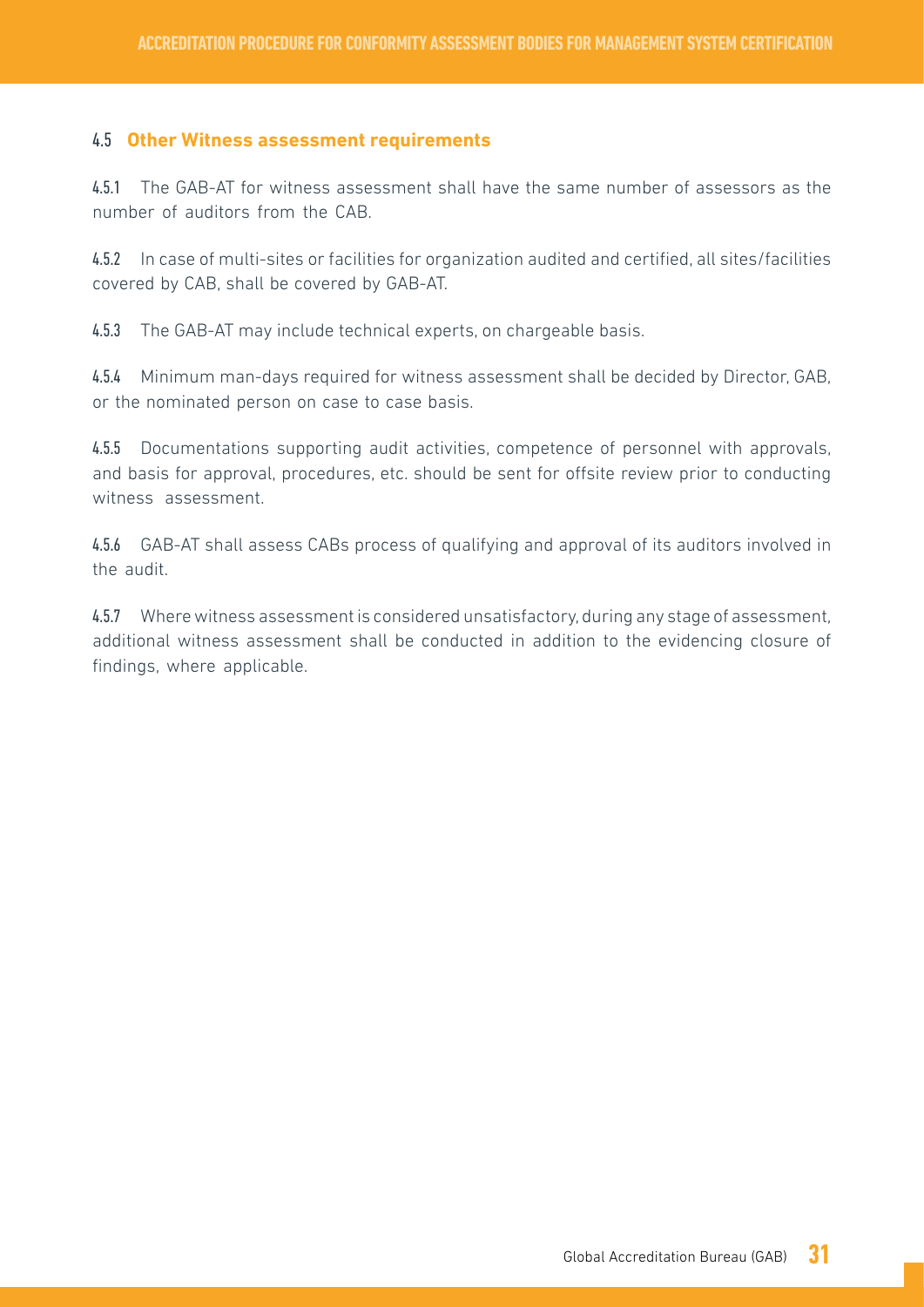### 4.5 Other Witness assessment requirements

4.5.1 The GAB-AT for witness assessment shall have the same number of assessors as the number of auditors from the CAB.

4.5.2 In case of multi-sites or facilities for organization audited and certified, all sites/facilities covered by CAB, shall be covered by GAB-AT.

4.5.3 The GAB-AT may include technical experts, on chargeable basis.

4.5.4 Minimum man-days required for witness assessment shall be decided by Director, GAB, or the nominated person on case to case basis.

4.5.5 Documentations supporting audit activities, competence of personnel with approvals, and basis for approval, procedures, etc. should be sent for offsite review prior to conducting witness assessment.

4.5.6 GAB-AT shall assess CABs process of qualifying and approval of its auditors involved in the audit.

4.5.7 Where witness assessment is considered unsatisfactory, during any stage of assessment, additional witness assessment shall be conducted in addition to the evidencing closure of findings, where applicable.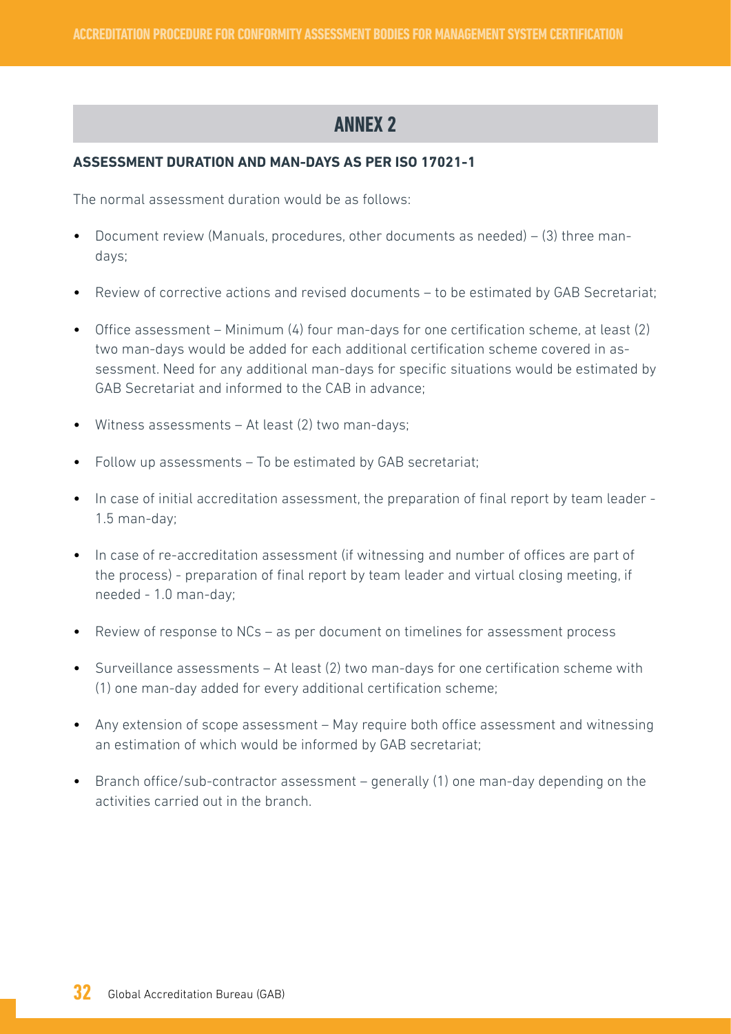## ANNEX 2

**ASSESSMENT DURATION AND MAN-DAYS AS PER ISO 17021-1**

The normal assessment duration would be as follows:

- Document review (Manuals, procedures, other documents as needed) – (3) three man-days;
- Review of corrective actions and revised documents – to be estimated by GAB Secretariat;
- Office assessment – Minimum (4) four man-days for one certification scheme, at least (2) two man-days would be added for each additional certification scheme covered in assessment. Need for any additional man-days for specific situations would be estimated by GAB Secretariat and informed to the CAB in advance;
- Witness assessments – At least (2) two man-days;
- Follow up assessments – To be estimated by GAB secretariat;
- In case of initial accreditation assessment, the preparation of final report by team leader - 1.5 man-day;
- In case of re-accreditation assessment (if witnessing and number of offices are part of the process) - preparation of final report by team leader and virtual closing meeting, if needed - 1.0 man-day;
- Review of response to NCs – as per document on timelines for assessment process
- Surveillance assessments – At least (2) two man-days for one certification scheme with (1) one man-day added for every additional certification scheme;
- Any extension of scope assessment – May require both office assessment and witnessing an estimation of which would be informed by GAB secretariat;
- Branch office/sub-contractor assessment – generally (1) one man-day depending on the activities carried out in the branch.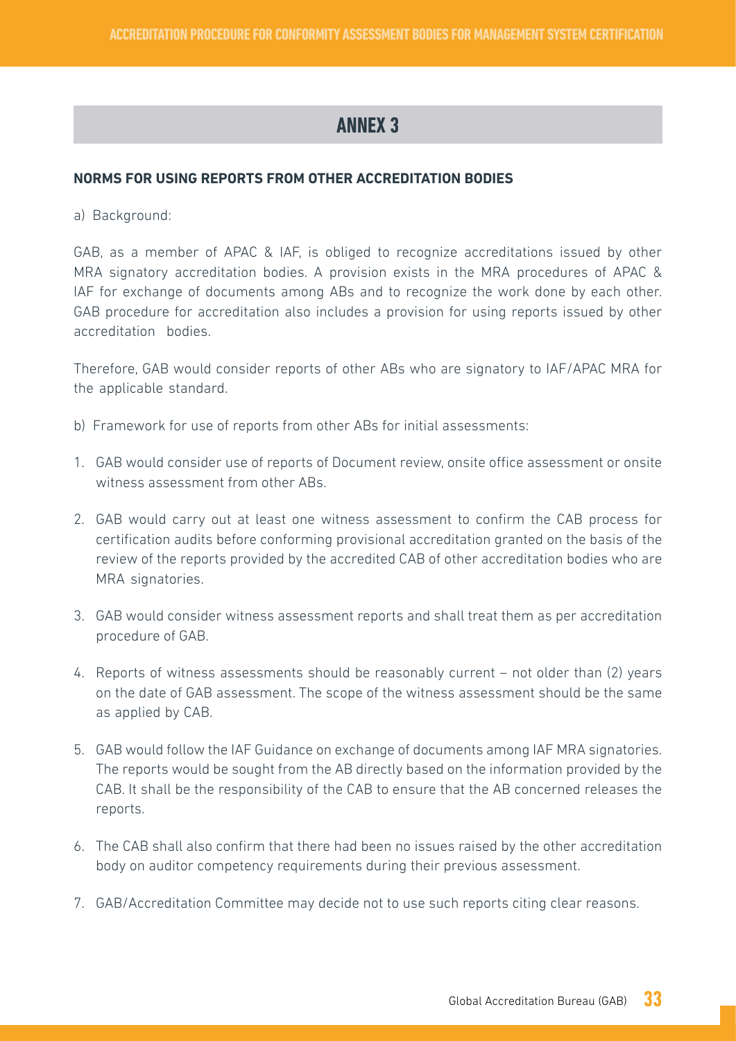# ANNEX 3

**NORMS FOR USING REPORTS FROM OTHER ACCREDITATION BODIES**

a) Background:

GAB, as a member of APAC & IAF, is obliged to recognize accreditations issued by other MRA signatory accreditation bodies. A provision exists in the MRA procedures of APAC & IAF for exchange of documents among ABs and to recognize the work done by each other. GAB procedure for accreditation also includes a provision for using reports issued by other accreditation bodies.

Therefore, GAB would consider reports of other ABs who are signatory to IAF/APAC MRA for the applicable standard.

b) Framework for use of reports from other ABs for initial assessments:

1. GAB would consider use of reports of Document review, onsite office assessment or onsite witness assessment from other ABs.
2. GAB would carry out at least one witness assessment to confirm the CAB process for certification audits before conforming provisional accreditation granted on the basis of the review of the reports provided by the accredited CAB of other accreditation bodies who are MRA signatories.
3. GAB would consider witness assessment reports and shall treat them as per accreditation procedure of GAB.
4. Reports of witness assessments should be reasonably current – not older than (2) years on the date of GAB assessment. The scope of the witness assessment should be the same as applied by CAB.
5. GAB would follow the IAF Guidance on exchange of documents among IAF MRA signatories. The reports would be sought from the AB directly based on the information provided by the CAB. It shall be the responsibility of the CAB to ensure that the AB concerned releases the reports.
6. The CAB shall also confirm that there had been no issues raised by the other accreditation body on auditor competency requirements during their previous assessment.
7. GAB/Accreditation Committee may decide not to use such reports citing clear reasons.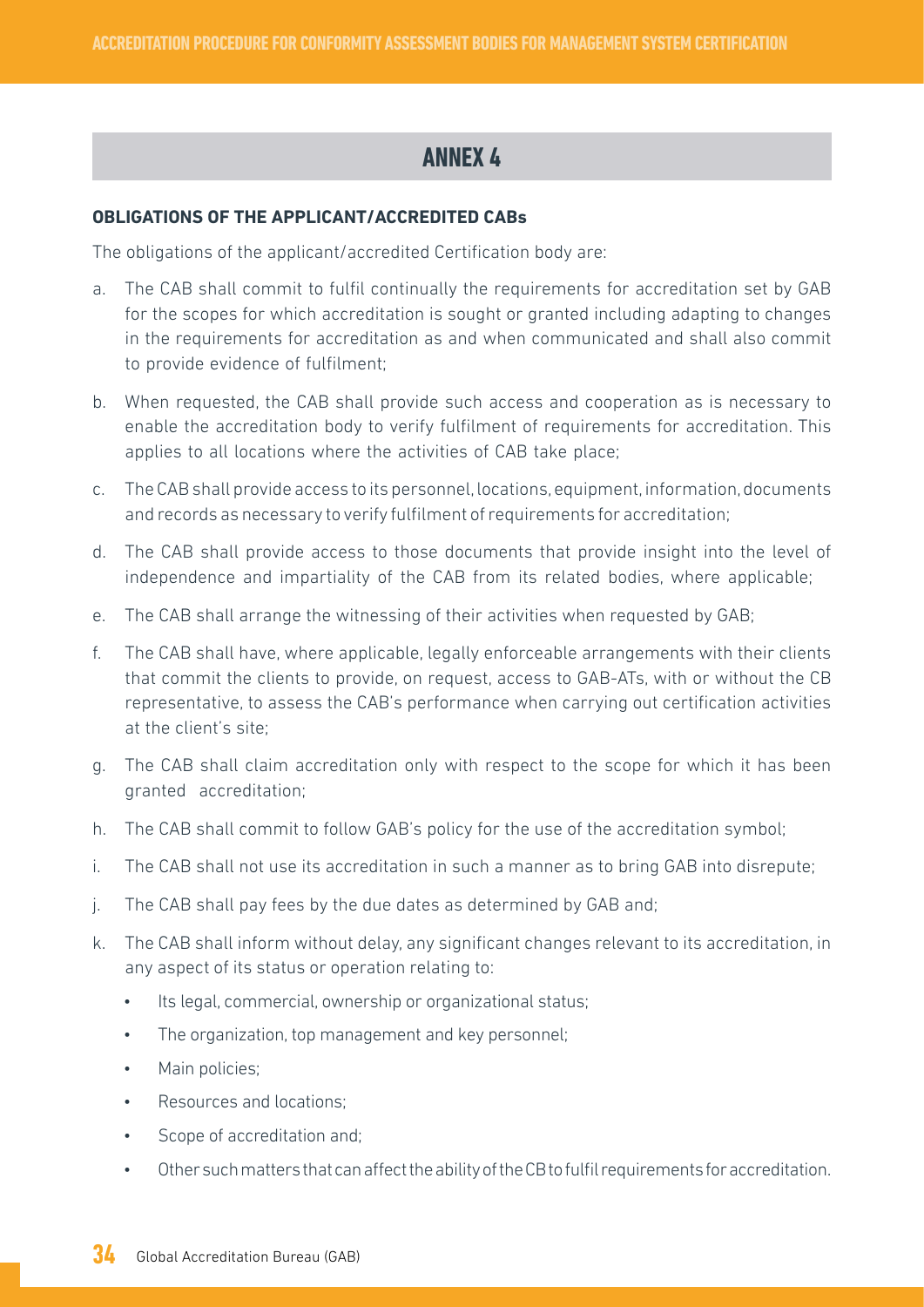## ANNEX 4

**OBLIGATIONS OF THE APPLICANT/ACCREDITED CABs**

The obligations of the applicant/accredited Certification body are:

a. The CAB shall commit to fulfil continually the requirements for accreditation set by GAB for the scopes for which accreditation is sought or granted including adapting to changes in the requirements for accreditation as and when communicated and shall also commit to provide evidence of fulfilment;

b. When requested, the CAB shall provide such access and cooperation as is necessary to enable the accreditation body to verify fulfilment of requirements for accreditation. This applies to all locations where the activities of CAB take place;

c. The CAB shall provide access to its personnel, locations, equipment, information, documents and records as necessary to verify fulfilment of requirements for accreditation;

d. The CAB shall provide access to those documents that provide insight into the level of independence and impartiality of the CAB from its related bodies, where applicable;

e. The CAB shall arrange the witnessing of their activities when requested by GAB;

f. The CAB shall have, where applicable, legally enforceable arrangements with their clients that commit the clients to provide, on request, access to GAB-ATs, with or without the CB representative, to assess the CAB's performance when carrying out certification activities at the client's site;

g. The CAB shall claim accreditation only with respect to the scope for which it has been granted accreditation;

h. The CAB shall commit to follow GAB's policy for the use of the accreditation symbol;

i. The CAB shall not use its accreditation in such a manner as to bring GAB into disrepute;

j. The CAB shall pay fees by the due dates as determined by GAB and;

k. The CAB shall inform without delay, any significant changes relevant to its accreditation, in any aspect of its status or operation relating to:
   - Its legal, commercial, ownership or organizational status;
   - The organization, top management and key personnel;
   - Main policies;
   - Resources and locations;
   - Scope of accreditation and;
   - Other such matters that can affect the ability of the CB to fulfil requirements for accreditation.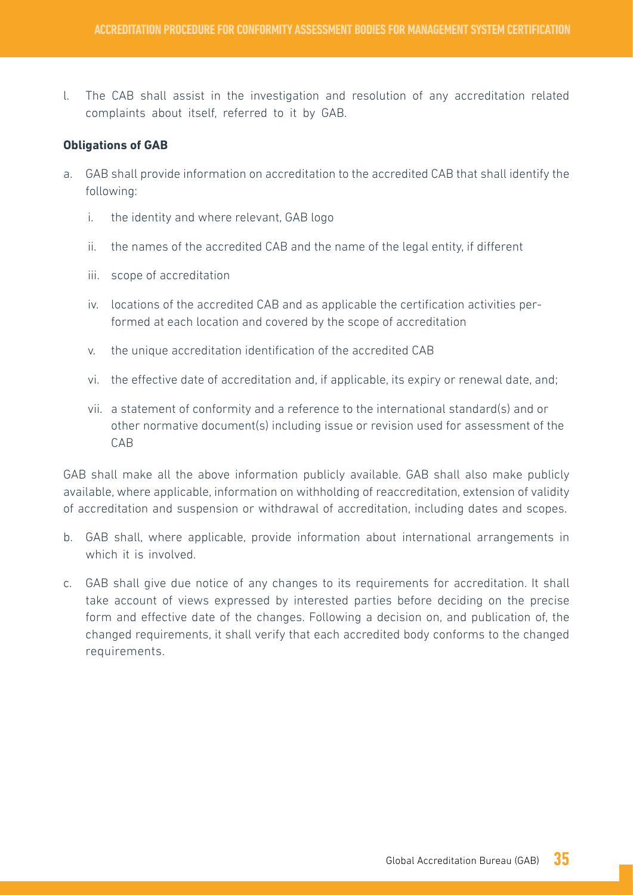l. The CAB shall assist in the investigation and resolution of any accreditation related complaints about itself, referred to it by GAB.

**Obligations of GAB**

a. GAB shall provide information on accreditation to the accredited CAB that shall identify the following:

   i. the identity and where relevant, GAB logo

   ii. the names of the accredited CAB and the name of the legal entity, if different

   iii. scope of accreditation

   iv. locations of the accredited CAB and as applicable the certification activities performed at each location and covered by the scope of accreditation

   v. the unique accreditation identification of the accredited CAB

   vi. the effective date of accreditation and, if applicable, its expiry or renewal date, and;

   vii. a statement of conformity and a reference to the international standard(s) and or other normative document(s) including issue or revision used for assessment of the CAB

GAB shall make all the above information publicly available. GAB shall also make publicly available, where applicable, information on withholding of reaccreditation, extension of validity of accreditation and suspension or withdrawal of accreditation, including dates and scopes.

b. GAB shall, where applicable, provide information about international arrangements in which it is involved.

c. GAB shall give due notice of any changes to its requirements for accreditation. It shall take account of views expressed by interested parties before deciding on the precise form and effective date of the changes. Following a decision on, and publication of, the changed requirements, it shall verify that each accredited body conforms to the changed requirements.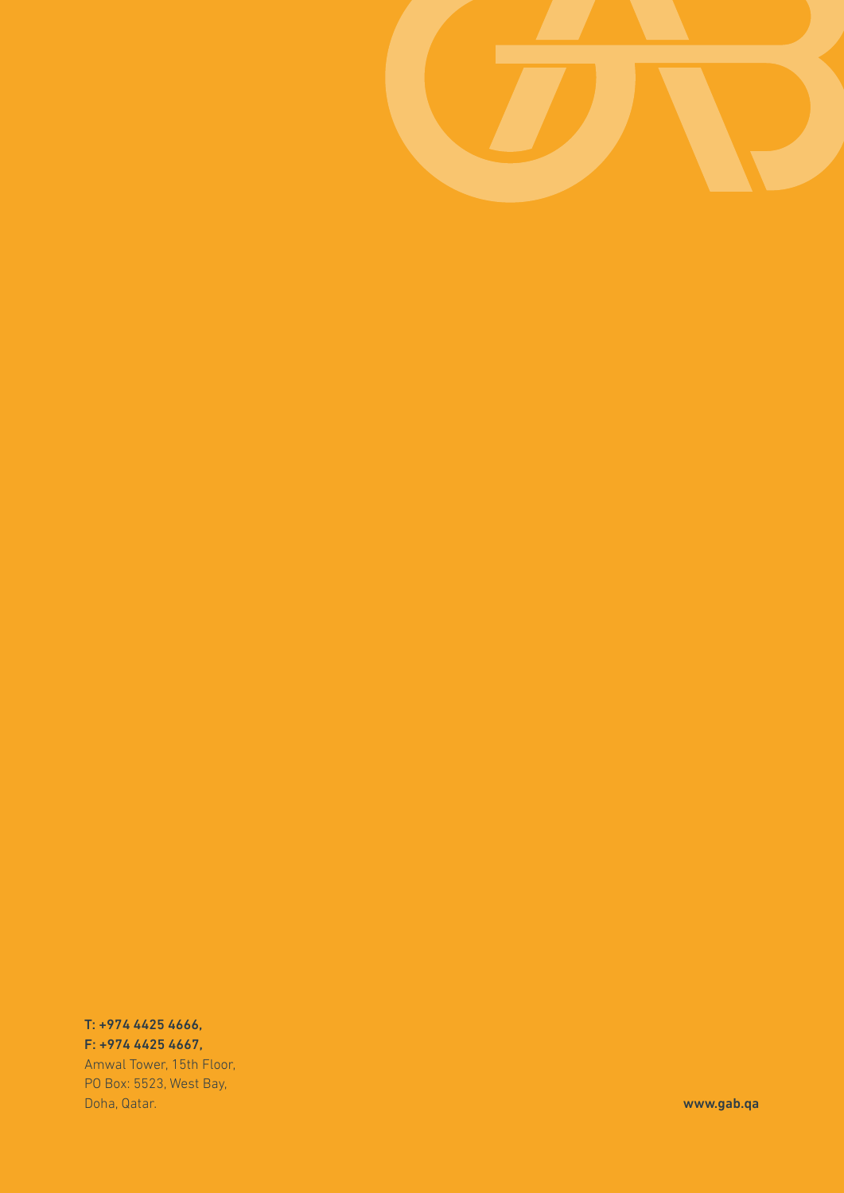**T: +974 4425 4666,**
**F: +974 4425 4667,**
Amwal Tower, 15th Floor,
PO Box: 5523, West Bay,
Doha, Qatar.

**www.gab.qa**